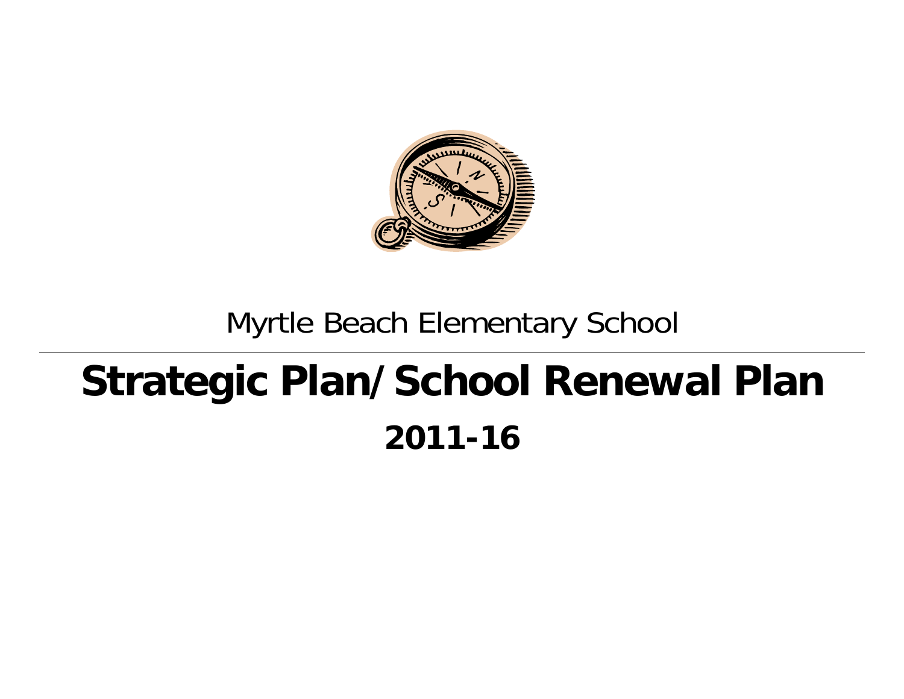Myrtle Beach Elementary School

# Strategic Plan/School Renewal Plan

## 2011-16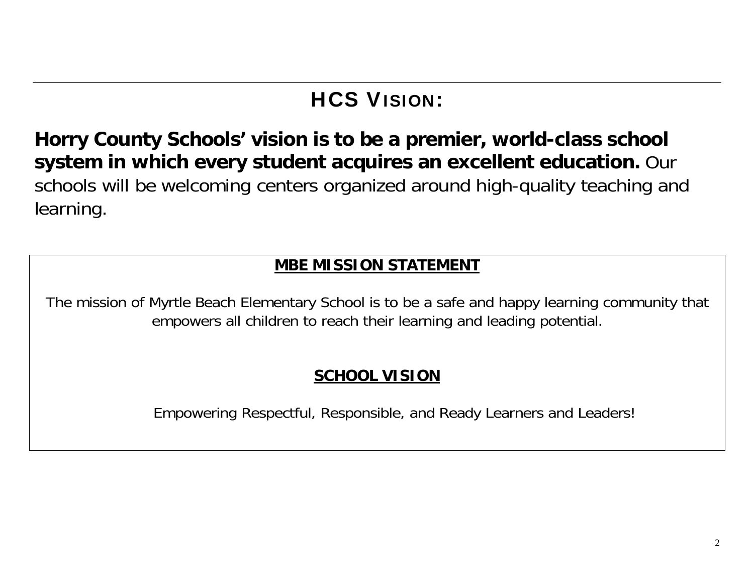# HCS Vision:

**Horry County Schools' vision is to be a premier, world-class school system in which every student acquires an excellent education.** Our schools will be welcoming centers organized around high-quality teaching and learning.

## MBE MISSION STATEMENT

The mission of Myrtle Beach Elementary School is to be a safe and happy learning community that empowers all children to reach their learning and leading potential.

## SCHOOL VISION

Empowering Respectful, Responsible, and Ready Learners and Leaders!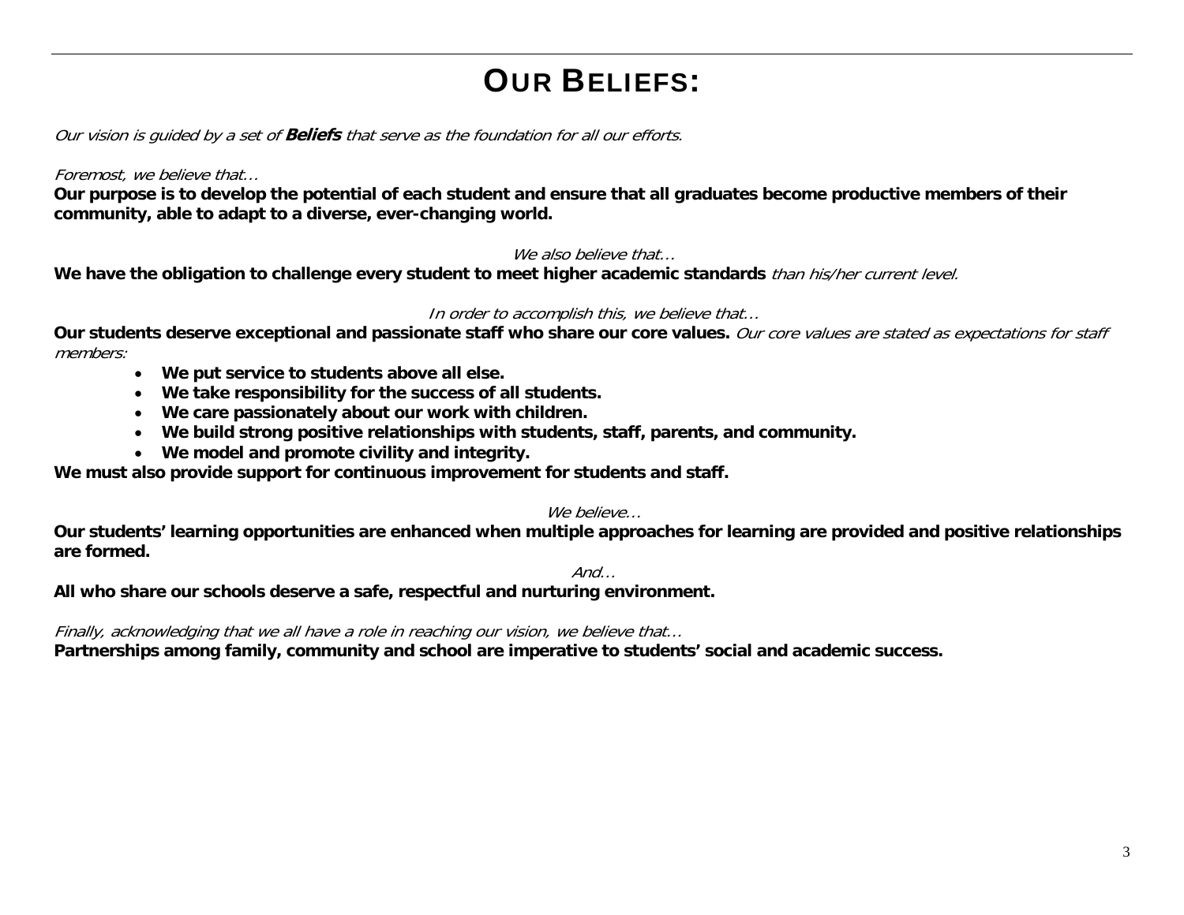# OUR BELIEFS:

*Our vision is guided by a set of **Beliefs** that serve as the foundation for all our efforts.*

*Foremost, we believe that…*

**Our purpose is to develop the potential of each student and ensure that all graduates become productive members of their community, able to adapt to a diverse, ever-changing world.**

*We also believe that…*

**We have the obligation to challenge every student to meet higher academic standards** *than his/her current level.*

*In order to accomplish this, we believe that…*

**Our students deserve exceptional and passionate staff who share our core values.** *Our core values are stated as expectations for staff members:*

- **We put service to students above all else.**
- **We take responsibility for the success of all students.**
- **We care passionately about our work with children.**
- **We build strong positive relationships with students, staff, parents, and community.**
- **We model and promote civility and integrity.**

**We must also provide support for continuous improvement for students and staff.**

*We believe…*

**Our students' learning opportunities are enhanced when multiple approaches for learning are provided and positive relationships are formed.**

*And…*

**All who share our schools deserve a safe, respectful and nurturing environment.**

*Finally, acknowledging that we all have a role in reaching our vision, we believe that…*

**Partnerships among family, community and school are imperative to students' social and academic success.**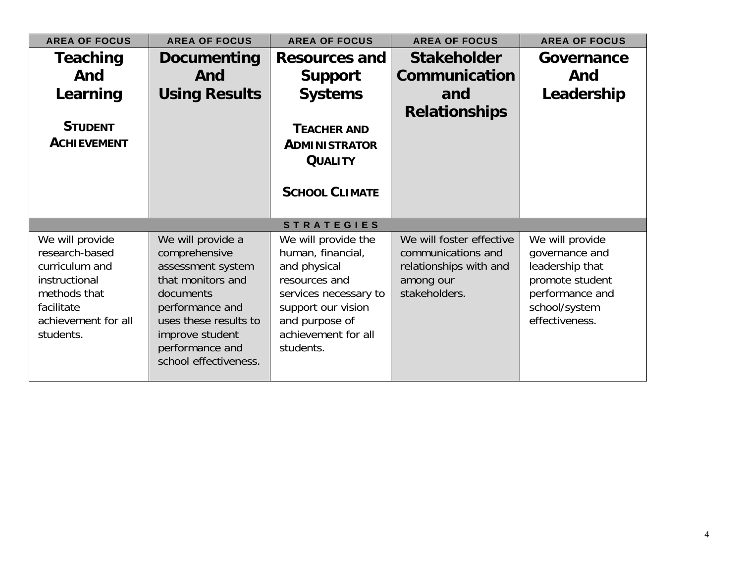| AREA OF FOCUS | AREA OF FOCUS | AREA OF FOCUS | AREA OF FOCUS | AREA OF FOCUS |
|---|---|---|---|---|
| **Teaching And Learning**<br><br>**STUDENT ACHIEVEMENT** | **Documenting And Using Results** | **Resources and Support Systems**<br><br>**TEACHER AND ADMINISTRATOR QUALITY**<br><br>**SCHOOL CLIMATE** | **Stakeholder Communication and Relationships** | **Governance And Leadership** |
| **STRATEGIES** | | | | |
| We will provide research-based curriculum and instructional methods that facilitate achievement for all students. | We will provide a comprehensive assessment system that monitors and documents performance and uses these results to improve student performance and school effectiveness. | We will provide the human, financial, and physical resources and services necessary to support our vision and purpose of achievement for all students. | We will foster effective communications and relationships with and among our stakeholders. | We will provide governance and leadership that promote student performance and school/system effectiveness. |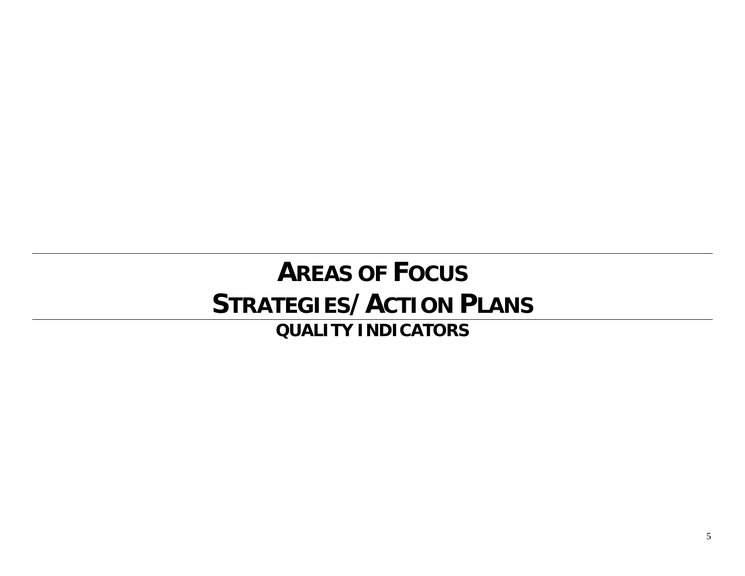# AREAS OF FOCUS

# STRATEGIES/ACTION PLANS

## QUALITY INDICATORS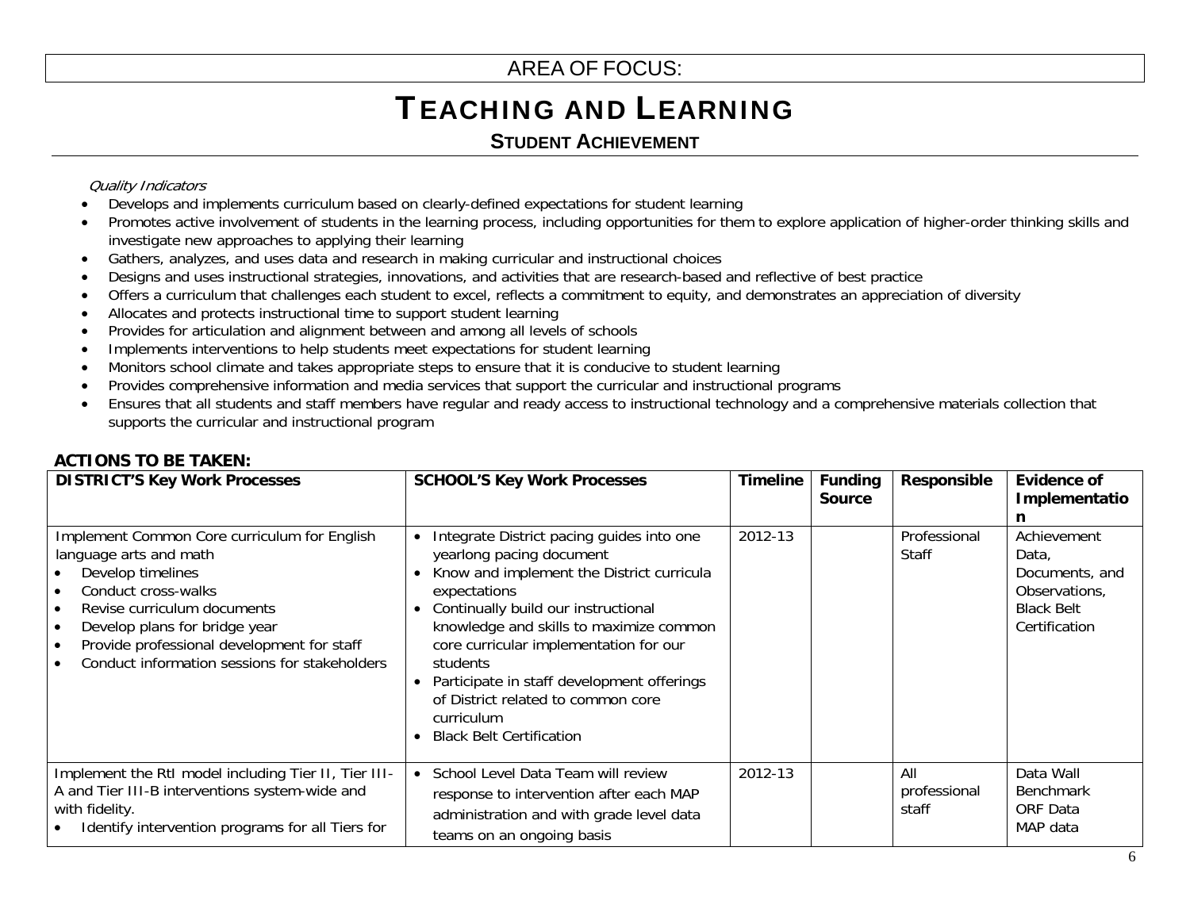AREA OF FOCUS:

# TEACHING AND LEARNING

## STUDENT ACHIEVEMENT

*Quality Indicators*

- Develops and implements curriculum based on clearly-defined expectations for student learning
- Promotes active involvement of students in the learning process, including opportunities for them to explore application of higher-order thinking skills and investigate new approaches to applying their learning
- Gathers, analyzes, and uses data and research in making curricular and instructional choices
- Designs and uses instructional strategies, innovations, and activities that are research-based and reflective of best practice
- Offers a curriculum that challenges each student to excel, reflects a commitment to equity, and demonstrates an appreciation of diversity
- Allocates and protects instructional time to support student learning
- Provides for articulation and alignment between and among all levels of schools
- Implements interventions to help students meet expectations for student learning
- Monitors school climate and takes appropriate steps to ensure that it is conducive to student learning
- Provides comprehensive information and media services that support the curricular and instructional programs
- Ensures that all students and staff members have regular and ready access to instructional technology and a comprehensive materials collection that supports the curricular and instructional program

**ACTIONS TO BE TAKEN:**

| DISTRICT'S Key Work Processes | SCHOOL'S Key Work Processes | Timeline | Funding Source | Responsible | Evidence of Implementation |
|---|---|---|---|---|---|
| Implement Common Core curriculum for English language arts and math<br>• Develop timelines<br>• Conduct cross-walks<br>• Revise curriculum documents<br>• Develop plans for bridge year<br>• Provide professional development for staff<br>• Conduct information sessions for stakeholders | • Integrate District pacing guides into one yearlong pacing document<br>• Know and implement the District curricula expectations<br>• Continually build our instructional knowledge and skills to maximize common core curricular implementation for our students<br>• Participate in staff development offerings of District related to common core curriculum<br>• Black Belt Certification | 2012-13 | | Professional Staff | Achievement Data, Documents, and Observations, Black Belt Certification |
| Implement the RtI model including Tier II, Tier III-A and Tier III-B interventions system-wide and with fidelity.<br>• Identify intervention programs for all Tiers for | • School Level Data Team will review response to intervention after each MAP administration and with grade level data teams on an ongoing basis | 2012-13 | | All professional staff | Data Wall<br>Benchmark<br>ORF Data<br>MAP data |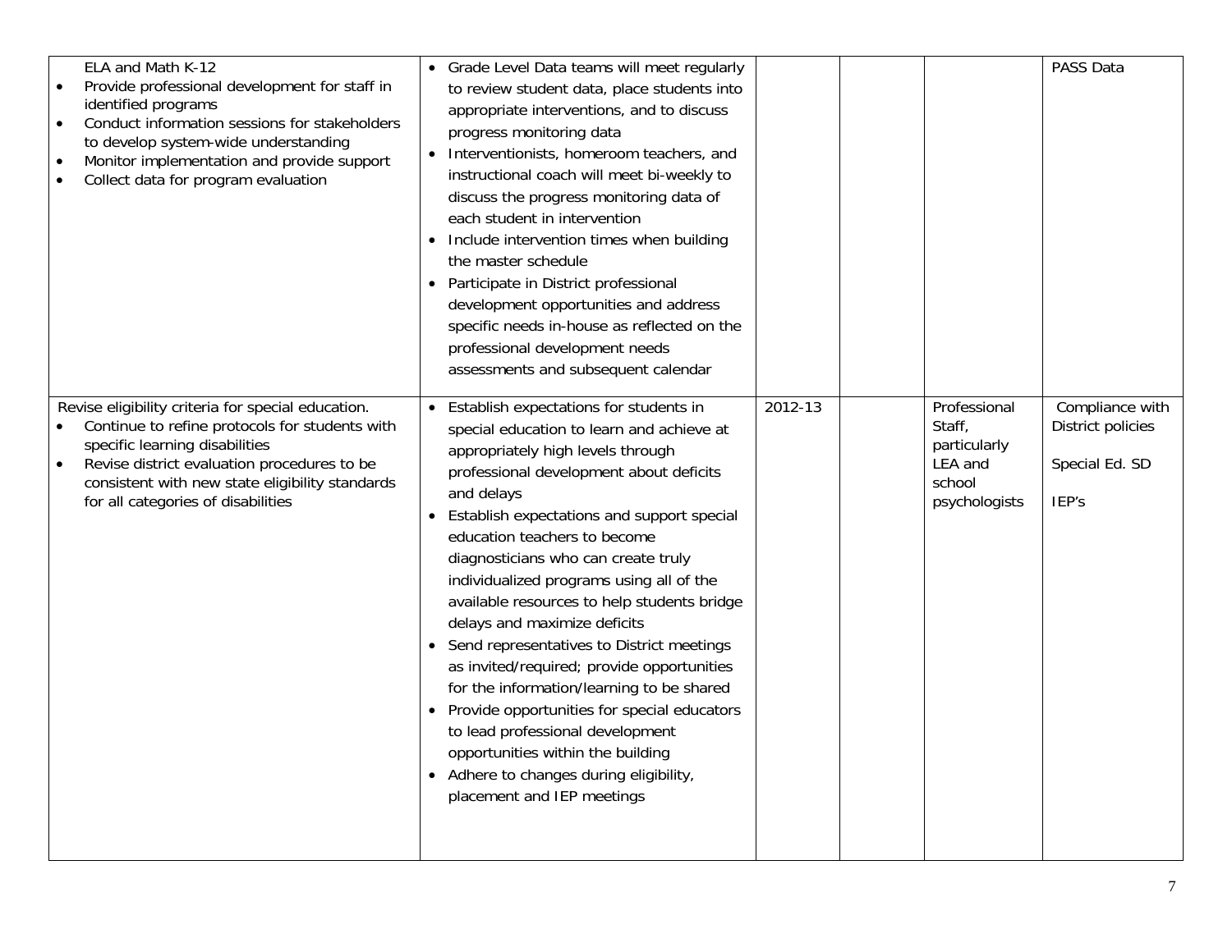| | | | | | |
|---|---|---|---|---|---|
| ELA and Math K-12<br>• Provide professional development for staff in identified programs<br>• Conduct information sessions for stakeholders to develop system-wide understanding<br>• Monitor implementation and provide support<br>• Collect data for program evaluation | • Grade Level Data teams will meet regularly to review student data, place students into appropriate interventions, and to discuss progress monitoring data<br>• Interventionists, homeroom teachers, and instructional coach will meet bi-weekly to discuss the progress monitoring data of each student in intervention<br>• Include intervention times when building the master schedule<br>• Participate in District professional development opportunities and address specific needs in-house as reflected on the professional development needs assessments and subsequent calendar | | | | PASS Data |
| Revise eligibility criteria for special education.<br>• Continue to refine protocols for students with specific learning disabilities<br>• Revise district evaluation procedures to be consistent with new state eligibility standards for all categories of disabilities | • Establish expectations for students in special education to learn and achieve at appropriately high levels through professional development about deficits and delays<br>• Establish expectations and support special education teachers to become diagnosticians who can create truly individualized programs using all of the available resources to help students bridge delays and maximize deficits<br>• Send representatives to District meetings as invited/required; provide opportunities for the information/learning to be shared<br>• Provide opportunities for special educators to lead professional development opportunities within the building<br>• Adhere to changes during eligibility, placement and IEP meetings | 2012-13 | | Professional Staff, particularly LEA and school psychologists | Compliance with District policies<br><br>Special Ed. SD<br><br>IEP's |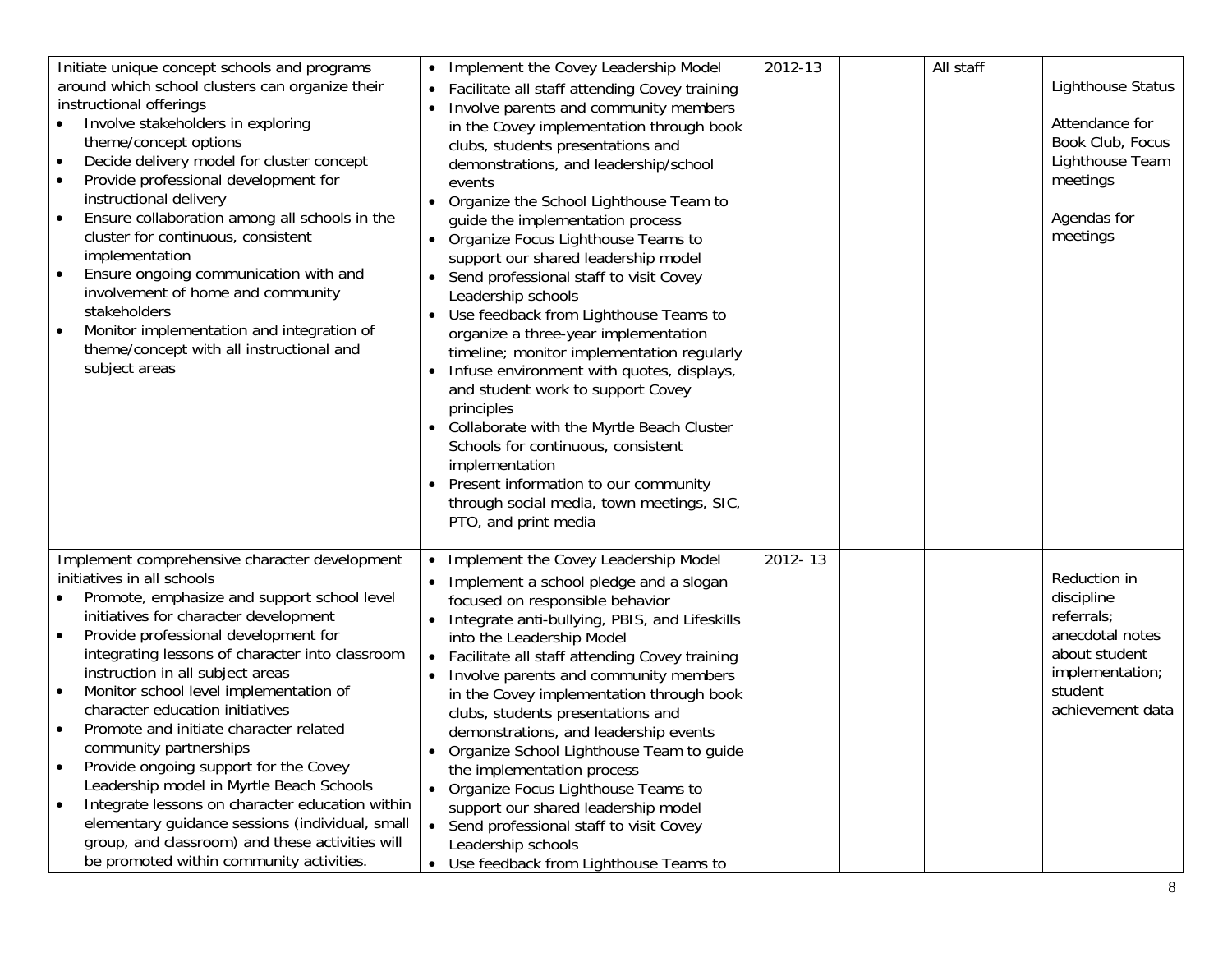| | | | | | |
|---|---|---|---|---|---|
| Initiate unique concept schools and programs around which school clusters can organize their instructional offerings<br>• Involve stakeholders in exploring theme/concept options<br>• Decide delivery model for cluster concept<br>• Provide professional development for instructional delivery<br>• Ensure collaboration among all schools in the cluster for continuous, consistent implementation<br>• Ensure ongoing communication with and involvement of home and community stakeholders<br>• Monitor implementation and integration of theme/concept with all instructional and subject areas | • Implement the Covey Leadership Model<br>• Facilitate all staff attending Covey training<br>• Involve parents and community members in the Covey implementation through book clubs, students presentations and demonstrations, and leadership/school events<br>• Organize the School Lighthouse Team to guide the implementation process<br>• Organize Focus Lighthouse Teams to support our shared leadership model<br>• Send professional staff to visit Covey Leadership schools<br>• Use feedback from Lighthouse Teams to organize a three-year implementation timeline; monitor implementation regularly<br>• Infuse environment with quotes, displays, and student work to support Covey principles<br>• Collaborate with the Myrtle Beach Cluster Schools for continuous, consistent implementation<br>• Present information to our community through social media, town meetings, SIC, PTO, and print media | 2012-13 | | All staff | Lighthouse Status<br><br>Attendance for Book Club, Focus Lighthouse Team meetings<br><br>Agendas for meetings |
| Implement comprehensive character development initiatives in all schools<br>• Promote, emphasize and support school level initiatives for character development<br>• Provide professional development for integrating lessons of character into classroom instruction in all subject areas<br>• Monitor school level implementation of character education initiatives<br>• Promote and initiate character related community partnerships<br>• Provide ongoing support for the Covey Leadership model in Myrtle Beach Schools<br>• Integrate lessons on character education within elementary guidance sessions (individual, small group, and classroom) and these activities will be promoted within community activities. | • Implement the Covey Leadership Model<br>• Implement a school pledge and a slogan focused on responsible behavior<br>• Integrate anti-bullying, PBIS, and Lifeskills into the Leadership Model<br>• Facilitate all staff attending Covey training<br>• Involve parents and community members in the Covey implementation through book clubs, students presentations and demonstrations, and leadership events<br>• Organize School Lighthouse Team to guide the implementation process<br>• Organize Focus Lighthouse Teams to support our shared leadership model<br>• Send professional staff to visit Covey Leadership schools<br>• Use feedback from Lighthouse Teams to | 2012- 13 | | | Reduction in discipline referrals; anecdotal notes about student implementation; student achievement data |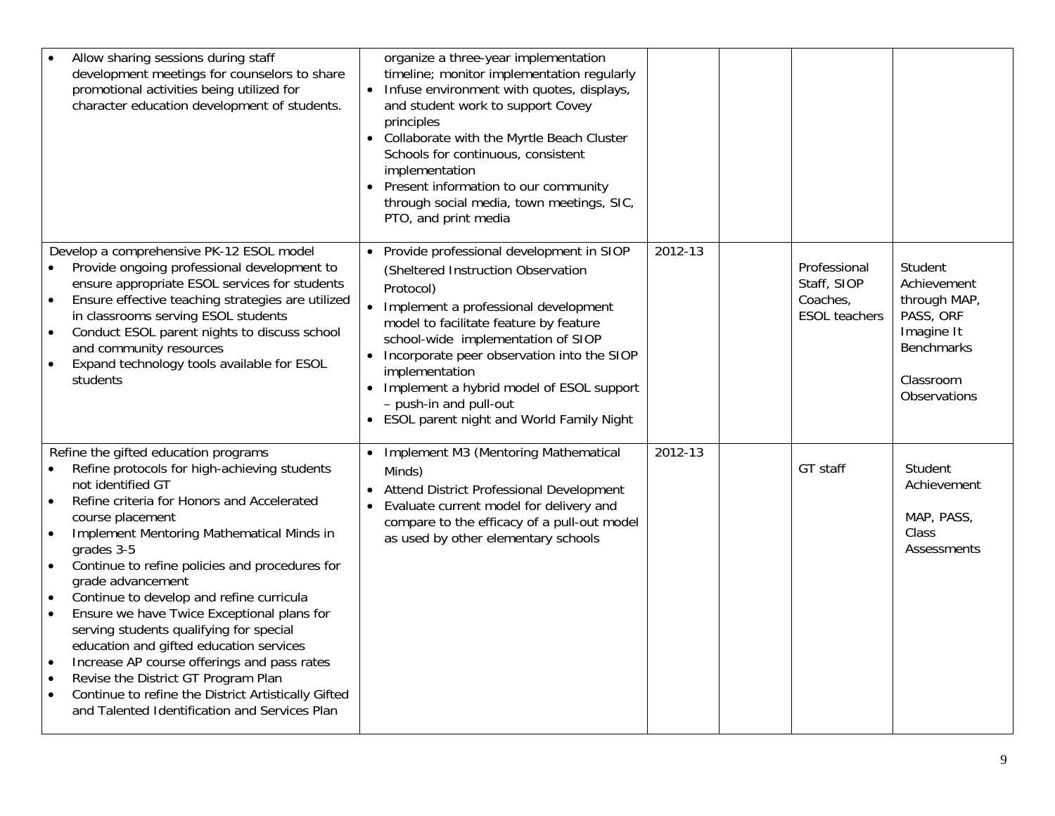| | | | | | |
|---|---|---|---|---|---|
| • Allow sharing sessions during staff development meetings for counselors to share promotional activities being utilized for character education development of students. | organize a three-year implementation timeline; monitor implementation regularly<br>• Infuse environment with quotes, displays, and student work to support Covey principles<br>• Collaborate with the Myrtle Beach Cluster Schools for continuous, consistent implementation<br>• Present information to our community through social media, town meetings, SIC, PTO, and print media | | | | |
| Develop a comprehensive PK-12 ESOL model<br>• Provide ongoing professional development to ensure appropriate ESOL services for students<br>• Ensure effective teaching strategies are utilized in classrooms serving ESOL students<br>• Conduct ESOL parent nights to discuss school and community resources<br>• Expand technology tools available for ESOL students | • Provide professional development in SIOP (Sheltered Instruction Observation Protocol)<br>• Implement a professional development model to facilitate feature by feature school-wide implementation of SIOP<br>• Incorporate peer observation into the SIOP implementation<br>• Implement a hybrid model of ESOL support – push-in and pull-out<br>• ESOL parent night and World Family Night | 2012-13 | | Professional Staff, SIOP Coaches, ESOL teachers | Student Achievement through MAP, PASS, ORF Imagine It Benchmarks<br><br>Classroom Observations |
| Refine the gifted education programs<br>• Refine protocols for high-achieving students not identified GT<br>• Refine criteria for Honors and Accelerated course placement<br>• Implement Mentoring Mathematical Minds in grades 3-5<br>• Continue to refine policies and procedures for grade advancement<br>• Continue to develop and refine curricula<br>• Ensure we have Twice Exceptional plans for serving students qualifying for special education and gifted education services<br>• Increase AP course offerings and pass rates<br>• Revise the District GT Program Plan<br>• Continue to refine the District Artistically Gifted and Talented Identification and Services Plan | • Implement M3 (Mentoring Mathematical Minds)<br>• Attend District Professional Development<br>• Evaluate current model for delivery and compare to the efficacy of a pull-out model as used by other elementary schools | 2012-13 | | GT staff | Student Achievement<br><br>MAP, PASS, Class Assessments |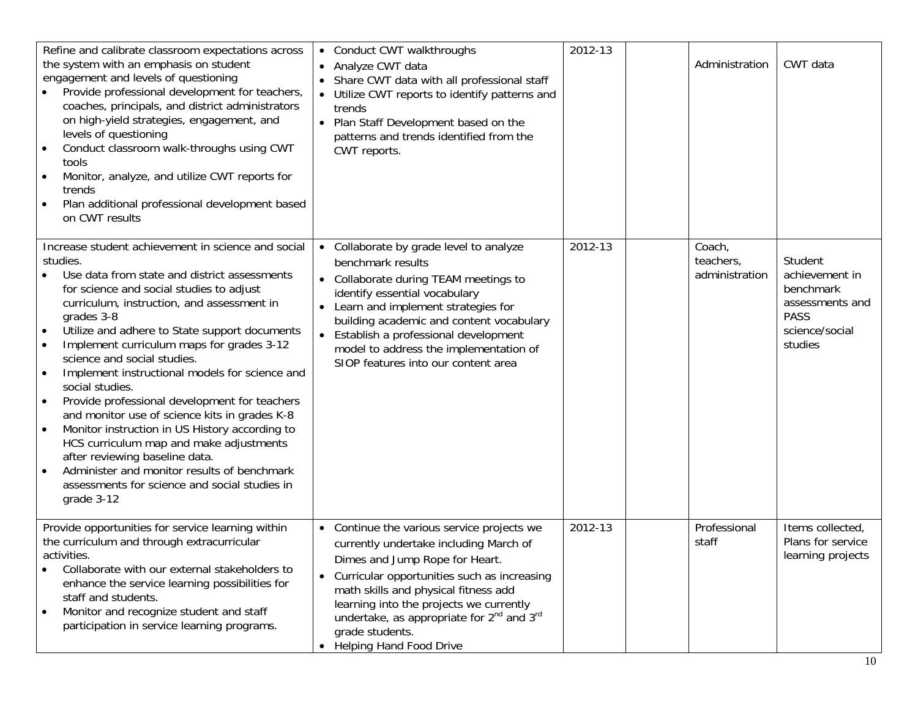| | | | | | |
|---|---|---|---|---|---|
| Refine and calibrate classroom expectations across the system with an emphasis on student engagement and levels of questioning<br>• Provide professional development for teachers, coaches, principals, and district administrators on high-yield strategies, engagement, and levels of questioning<br>• Conduct classroom walk-throughs using CWT tools<br>• Monitor, analyze, and utilize CWT reports for trends<br>• Plan additional professional development based on CWT results | • Conduct CWT walkthroughs<br>• Analyze CWT data<br>• Share CWT data with all professional staff<br>• Utilize CWT reports to identify patterns and trends<br>• Plan Staff Development based on the patterns and trends identified from the CWT reports. | 2012-13 | | Administration | CWT data |
| Increase student achievement in science and social studies.<br>• Use data from state and district assessments for science and social studies to adjust curriculum, instruction, and assessment in grades 3-8<br>• Utilize and adhere to State support documents<br>• Implement curriculum maps for grades 3-12 science and social studies.<br>• Implement instructional models for science and social studies.<br>• Provide professional development for teachers and monitor use of science kits in grades K-8<br>• Monitor instruction in US History according to HCS curriculum map and make adjustments after reviewing baseline data.<br>• Administer and monitor results of benchmark assessments for science and social studies in grade 3-12 | • Collaborate by grade level to analyze benchmark results<br>• Collaborate during TEAM meetings to identify essential vocabulary<br>• Learn and implement strategies for building academic and content vocabulary<br>• Establish a professional development model to address the implementation of SIOP features into our content area | 2012-13 | | Coach, teachers, administration | Student achievement in benchmark assessments and PASS science/social studies |
| Provide opportunities for service learning within the curriculum and through extracurricular activities.<br>• Collaborate with our external stakeholders to enhance the service learning possibilities for staff and students.<br>• Monitor and recognize student and staff participation in service learning programs. | • Continue the various service projects we currently undertake including March of Dimes and Jump Rope for Heart.<br>• Curricular opportunities such as increasing math skills and physical fitness add learning into the projects we currently undertake, as appropriate for 2nd and 3rd grade students.<br>• Helping Hand Food Drive | 2012-13 | | Professional staff | Items collected, Plans for service learning projects |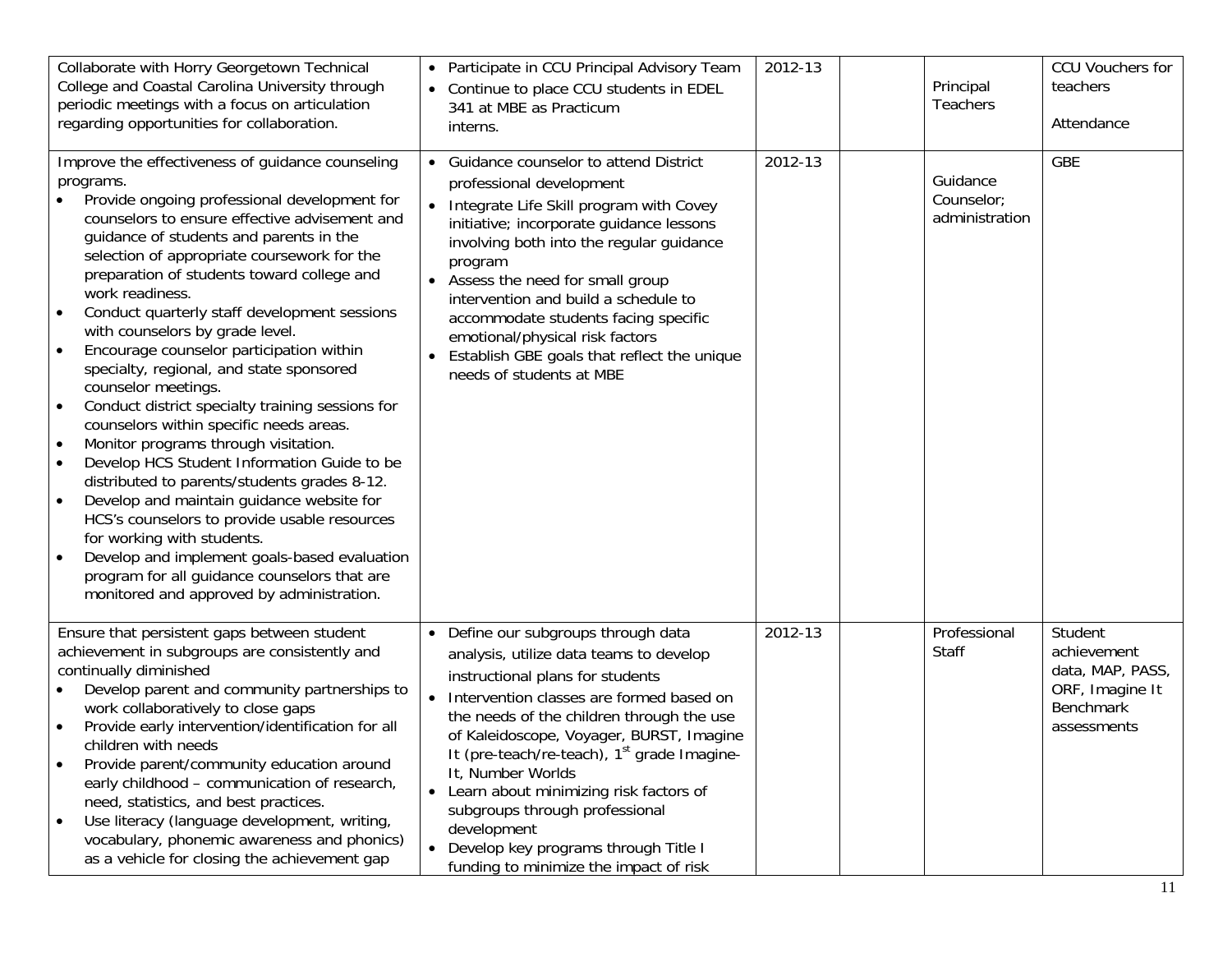| | | | | | |
|---|---|---|---|---|---|
| Collaborate with Horry Georgetown Technical College and Coastal Carolina University through periodic meetings with a focus on articulation regarding opportunities for collaboration. | • Participate in CCU Principal Advisory Team<br>• Continue to place CCU students in EDEL 341 at MBE as Practicum interns. | 2012-13 | | Principal<br>Teachers | CCU Vouchers for teachers<br><br>Attendance |
| Improve the effectiveness of guidance counseling programs.<br>• Provide ongoing professional development for counselors to ensure effective advisement and guidance of students and parents in the selection of appropriate coursework for the preparation of students toward college and work readiness.<br>• Conduct quarterly staff development sessions with counselors by grade level.<br>• Encourage counselor participation within specialty, regional, and state sponsored counselor meetings.<br>• Conduct district specialty training sessions for counselors within specific needs areas.<br>• Monitor programs through visitation.<br>• Develop HCS Student Information Guide to be distributed to parents/students grades 8-12.<br>• Develop and maintain guidance website for HCS's counselors to provide usable resources for working with students.<br>• Develop and implement goals-based evaluation program for all guidance counselors that are monitored and approved by administration. | • Guidance counselor to attend District professional development<br>• Integrate Life Skill program with Covey initiative; incorporate guidance lessons involving both into the regular guidance program<br>• Assess the need for small group intervention and build a schedule to accommodate students facing specific emotional/physical risk factors<br>• Establish GBE goals that reflect the unique needs of students at MBE | 2012-13 | | Guidance Counselor; administration | GBE |
| Ensure that persistent gaps between student achievement in subgroups are consistently and continually diminished<br>• Develop parent and community partnerships to work collaboratively to close gaps<br>• Provide early intervention/identification for all children with needs<br>• Provide parent/community education around early childhood – communication of research, need, statistics, and best practices.<br>• Use literacy (language development, writing, vocabulary, phonemic awareness and phonics) as a vehicle for closing the achievement gap | • Define our subgroups through data analysis, utilize data teams to develop instructional plans for students<br>• Intervention classes are formed based on the needs of the children through the use of Kaleidoscope, Voyager, BURST, Imagine It (pre-teach/re-teach), 1st grade Imagine-It, Number Worlds<br>• Learn about minimizing risk factors of subgroups through professional development<br>• Develop key programs through Title I funding to minimize the impact of risk | 2012-13 | | Professional Staff | Student achievement data, MAP, PASS, ORF, Imagine It Benchmark assessments |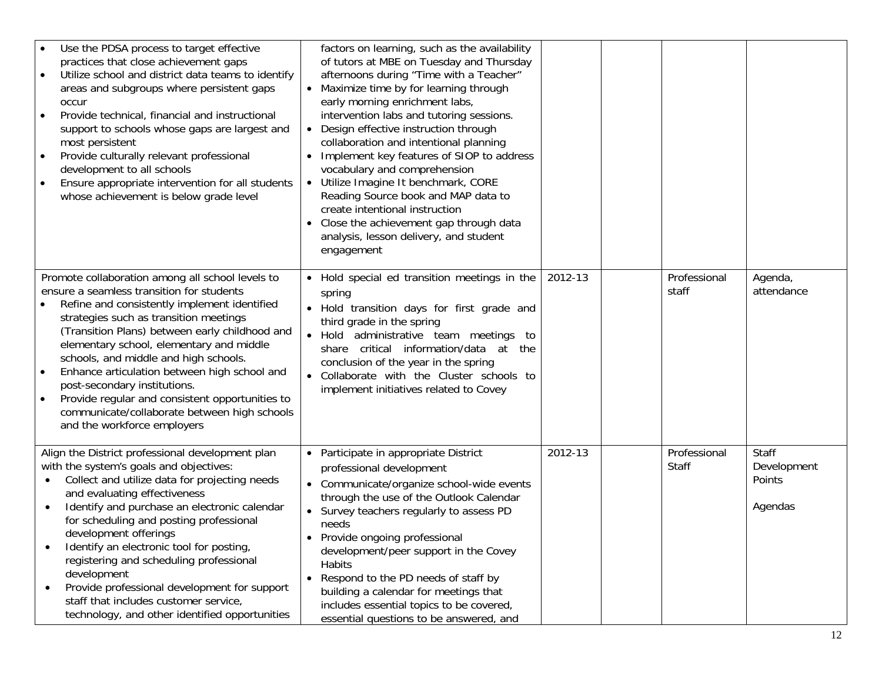| | | | | | |
|---|---|---|---|---|---|
| • Use the PDSA process to target effective practices that close achievement gaps<br>• Utilize school and district data teams to identify areas and subgroups where persistent gaps occur<br>• Provide technical, financial and instructional support to schools whose gaps are largest and most persistent<br>• Provide culturally relevant professional development to all schools<br>• Ensure appropriate intervention for all students whose achievement is below grade level | factors on learning, such as the availability of tutors at MBE on Tuesday and Thursday afternoons during "Time with a Teacher"<br>• Maximize time by for learning through early morning enrichment labs, intervention labs and tutoring sessions.<br>• Design effective instruction through collaboration and intentional planning<br>• Implement key features of SIOP to address vocabulary and comprehension<br>• Utilize Imagine It benchmark, CORE Reading Source book and MAP data to create intentional instruction<br>• Close the achievement gap through data analysis, lesson delivery, and student engagement | | | | |
| Promote collaboration among all school levels to ensure a seamless transition for students<br>• Refine and consistently implement identified strategies such as transition meetings (Transition Plans) between early childhood and elementary school, elementary and middle schools, and middle and high schools.<br>• Enhance articulation between high school and post-secondary institutions.<br>• Provide regular and consistent opportunities to communicate/collaborate between high schools and the workforce employers | • Hold special ed transition meetings in the spring<br>• Hold transition days for first grade and third grade in the spring<br>• Hold administrative team meetings to share critical information/data at the conclusion of the year in the spring<br>• Collaborate with the Cluster schools to implement initiatives related to Covey | 2012-13 | | Professional staff | Agenda, attendance |
| Align the District professional development plan with the system's goals and objectives:<br>• Collect and utilize data for projecting needs and evaluating effectiveness<br>• Identify and purchase an electronic calendar for scheduling and posting professional development offerings<br>• Identify an electronic tool for posting, registering and scheduling professional development<br>• Provide professional development for support staff that includes customer service, technology, and other identified opportunities | • Participate in appropriate District professional development<br>• Communicate/organize school-wide events through the use of the Outlook Calendar<br>• Survey teachers regularly to assess PD needs<br>• Provide ongoing professional development/peer support in the Covey Habits<br>• Respond to the PD needs of staff by building a calendar for meetings that includes essential topics to be covered, essential questions to be answered, and | 2012-13 | | Professional Staff | Staff Development Points<br><br>Agendas |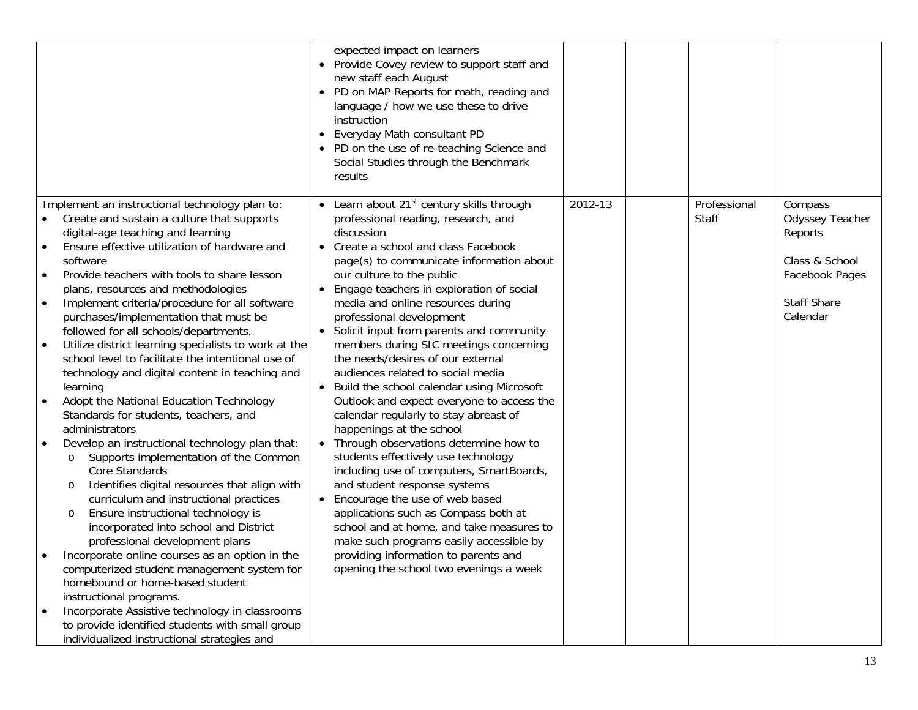| | | | | | |
|---|---|---|---|---|---|
| | expected impact on learners<br>• Provide Covey review to support staff and new staff each August<br>• PD on MAP Reports for math, reading and language / how we use these to drive instruction<br>• Everyday Math consultant PD<br>• PD on the use of re-teaching Science and Social Studies through the Benchmark results | | | | |
| Implement an instructional technology plan to:<br>• Create and sustain a culture that supports digital-age teaching and learning<br>• Ensure effective utilization of hardware and software<br>• Provide teachers with tools to share lesson plans, resources and methodologies<br>• Implement criteria/procedure for all software purchases/implementation that must be followed for all schools/departments.<br>• Utilize district learning specialists to work at the school level to facilitate the intentional use of technology and digital content in teaching and learning<br>• Adopt the National Education Technology Standards for students, teachers, and administrators<br>• Develop an instructional technology plan that:<br>  o Supports implementation of the Common Core Standards<br>  o Identifies digital resources that align with curriculum and instructional practices<br>  o Ensure instructional technology is incorporated into school and District professional development plans<br>• Incorporate online courses as an option in the computerized student management system for homebound or home-based student instructional programs.<br>• Incorporate Assistive technology in classrooms to provide identified students with small group individualized instructional strategies and | • Learn about 21st century skills through professional reading, research, and discussion<br>• Create a school and class Facebook page(s) to communicate information about our culture to the public<br>• Engage teachers in exploration of social media and online resources during professional development<br>• Solicit input from parents and community members during SIC meetings concerning the needs/desires of our external audiences related to social media<br>• Build the school calendar using Microsoft Outlook and expect everyone to access the calendar regularly to stay abreast of happenings at the school<br>• Through observations determine how to students effectively use technology including use of computers, SmartBoards, and student response systems<br>• Encourage the use of web based applications such as Compass both at school and at home, and take measures to make such programs easily accessible by providing information to parents and opening the school two evenings a week | 2012-13 | | Professional Staff | Compass Odyssey Teacher Reports<br><br>Class & School Facebook Pages<br><br>Staff Share Calendar |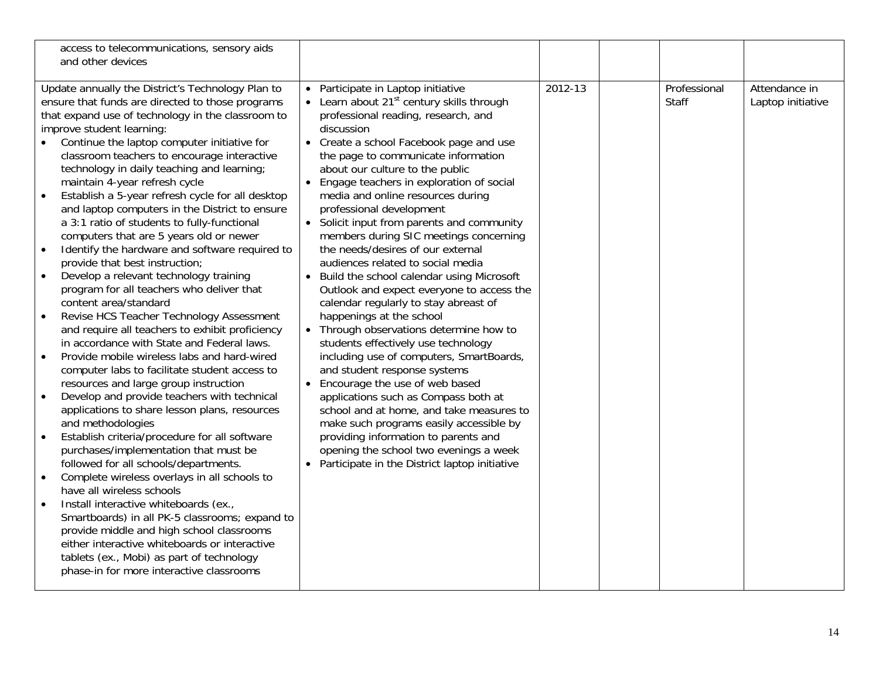| | | | | | |
|---|---|---|---|---|---|
| access to telecommunications, sensory aids and other devices | | | | | |
| Update annually the District's Technology Plan to ensure that funds are directed to those programs that expand use of technology in the classroom to improve student learning:<br>• Continue the laptop computer initiative for classroom teachers to encourage interactive technology in daily teaching and learning; maintain 4-year refresh cycle<br>• Establish a 5-year refresh cycle for all desktop and laptop computers in the District to ensure a 3:1 ratio of students to fully-functional computers that are 5 years old or newer<br>• Identify the hardware and software required to provide that best instruction;<br>• Develop a relevant technology training program for all teachers who deliver that content area/standard<br>• Revise HCS Teacher Technology Assessment and require all teachers to exhibit proficiency in accordance with State and Federal laws.<br>• Provide mobile wireless labs and hard-wired computer labs to facilitate student access to resources and large group instruction<br>• Develop and provide teachers with technical applications to share lesson plans, resources and methodologies<br>• Establish criteria/procedure for all software purchases/implementation that must be followed for all schools/departments.<br>• Complete wireless overlays in all schools to have all wireless schools<br>• Install interactive whiteboards (ex., Smartboards) in all PK-5 classrooms; expand to provide middle and high school classrooms either interactive whiteboards or interactive tablets (ex., Mobi) as part of technology phase-in for more interactive classrooms | • Participate in Laptop initiative<br>• Learn about 21st century skills through professional reading, research, and discussion<br>• Create a school Facebook page and use the page to communicate information about our culture to the public<br>• Engage teachers in exploration of social media and online resources during professional development<br>• Solicit input from parents and community members during SIC meetings concerning the needs/desires of our external audiences related to social media<br>• Build the school calendar using Microsoft Outlook and expect everyone to access the calendar regularly to stay abreast of happenings at the school<br>• Through observations determine how to students effectively use technology including use of computers, SmartBoards, and student response systems<br>• Encourage the use of web based applications such as Compass both at school and at home, and take measures to make such programs easily accessible by providing information to parents and opening the school two evenings a week<br>• Participate in the District laptop initiative | 2012-13 | | Professional Staff | Attendance in Laptop initiative |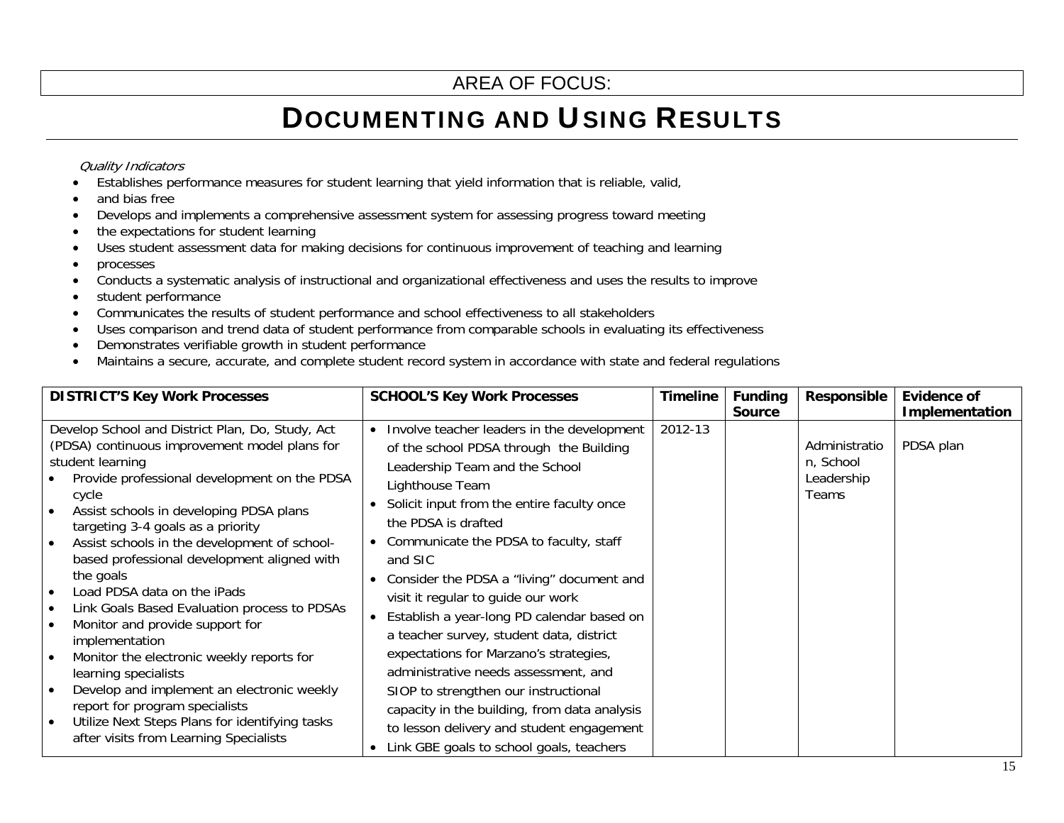AREA OF FOCUS:

# DOCUMENTING AND USING RESULTS

*Quality Indicators*

- Establishes performance measures for student learning that yield information that is reliable, valid,
- and bias free
- Develops and implements a comprehensive assessment system for assessing progress toward meeting
- the expectations for student learning
- Uses student assessment data for making decisions for continuous improvement of teaching and learning
- processes
- Conducts a systematic analysis of instructional and organizational effectiveness and uses the results to improve
- student performance
- Communicates the results of student performance and school effectiveness to all stakeholders
- Uses comparison and trend data of student performance from comparable schools in evaluating its effectiveness
- Demonstrates verifiable growth in student performance
- Maintains a secure, accurate, and complete student record system in accordance with state and federal regulations

| DISTRICT'S Key Work Processes | SCHOOL'S Key Work Processes | Timeline | Funding Source | Responsible | Evidence of Implementation |
|---|---|---|---|---|---|
| Develop School and District Plan, Do, Study, Act (PDSA) continuous improvement model plans for student learning<br>• Provide professional development on the PDSA cycle<br>• Assist schools in developing PDSA plans targeting 3-4 goals as a priority<br>• Assist schools in the development of school-based professional development aligned with the goals<br>• Load PDSA data on the iPads<br>• Link Goals Based Evaluation process to PDSAs<br>• Monitor and provide support for implementation<br>• Monitor the electronic weekly reports for learning specialists<br>• Develop and implement an electronic weekly report for program specialists<br>• Utilize Next Steps Plans for identifying tasks after visits from Learning Specialists | • Involve teacher leaders in the development of the school PDSA through the Building Leadership Team and the School Lighthouse Team<br>• Solicit input from the entire faculty once the PDSA is drafted<br>• Communicate the PDSA to faculty, staff and SIC<br>• Consider the PDSA a "living" document and visit it regular to guide our work<br>• Establish a year-long PD calendar based on a teacher survey, student data, district expectations for Marzano's strategies, administrative needs assessment, and SIOP to strengthen our instructional capacity in the building, from data analysis to lesson delivery and student engagement<br>• Link GBE goals to school goals, teachers | 2012-13 | | Administration, School Leadership Teams | PDSA plan |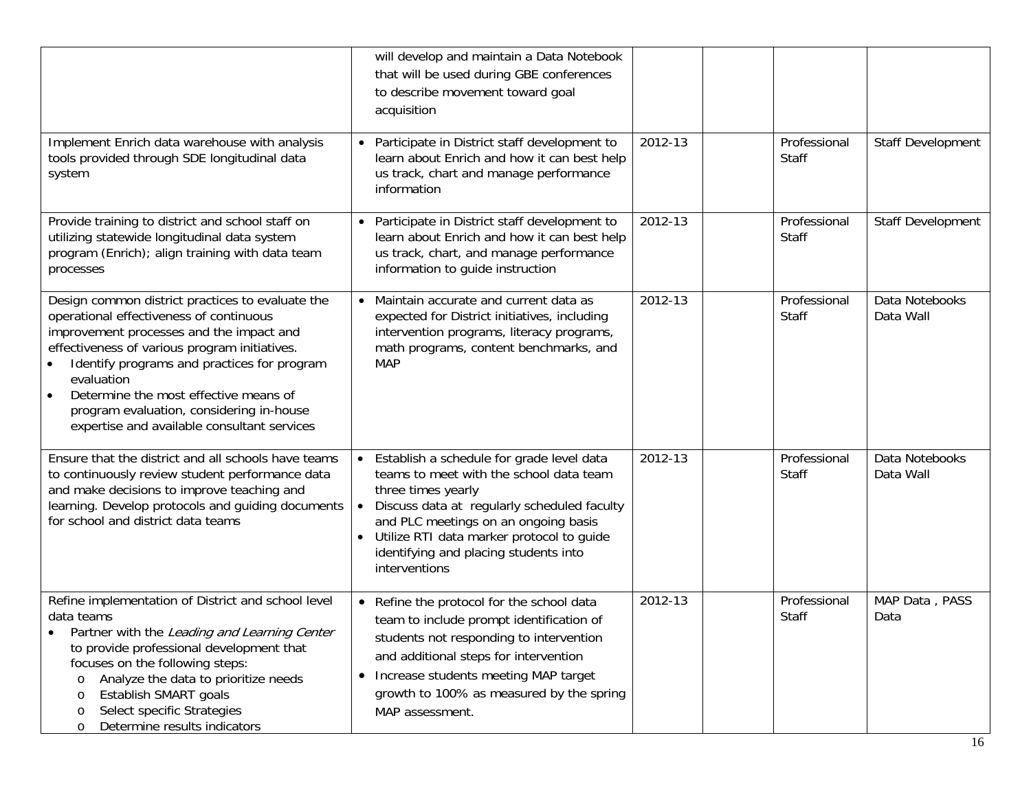| | | | | | |
|---|---|---|---|---|---|
| | will develop and maintain a Data Notebook that will be used during GBE conferences to describe movement toward goal acquisition | | | | |
| Implement Enrich data warehouse with analysis tools provided through SDE longitudinal data system | • Participate in District staff development to learn about Enrich and how it can best help us track, chart and manage performance information | 2012-13 | | Professional Staff | Staff Development |
| Provide training to district and school staff on utilizing statewide longitudinal data system program (Enrich); align training with data team processes | • Participate in District staff development to learn about Enrich and how it can best help us track, chart, and manage performance information to guide instruction | 2012-13 | | Professional Staff | Staff Development |
| Design common district practices to evaluate the operational effectiveness of continuous improvement processes and the impact and effectiveness of various program initiatives.<br>• Identify programs and practices for program evaluation<br>• Determine the most effective means of program evaluation, considering in-house expertise and available consultant services | • Maintain accurate and current data as expected for District initiatives, including intervention programs, literacy programs, math programs, content benchmarks, and MAP | 2012-13 | | Professional Staff | Data Notebooks<br>Data Wall |
| Ensure that the district and all schools have teams to continuously review student performance data and make decisions to improve teaching and learning. Develop protocols and guiding documents for school and district data teams | • Establish a schedule for grade level data teams to meet with the school data team three times yearly<br>• Discuss data at regularly scheduled faculty and PLC meetings on an ongoing basis<br>• Utilize RTI data marker protocol to guide identifying and placing students into interventions | 2012-13 | | Professional Staff | Data Notebooks<br>Data Wall |
| Refine implementation of District and school level data teams<br>• Partner with the *Leading and Learning Center* to provide professional development that focuses on the following steps:<br>o Analyze the data to prioritize needs<br>o Establish SMART goals<br>o Select specific Strategies<br>o Determine results indicators | • Refine the protocol for the school data team to include prompt identification of students not responding to intervention and additional steps for intervention<br>• Increase students meeting MAP target growth to 100% as measured by the spring MAP assessment. | 2012-13 | | Professional Staff | MAP Data , PASS Data |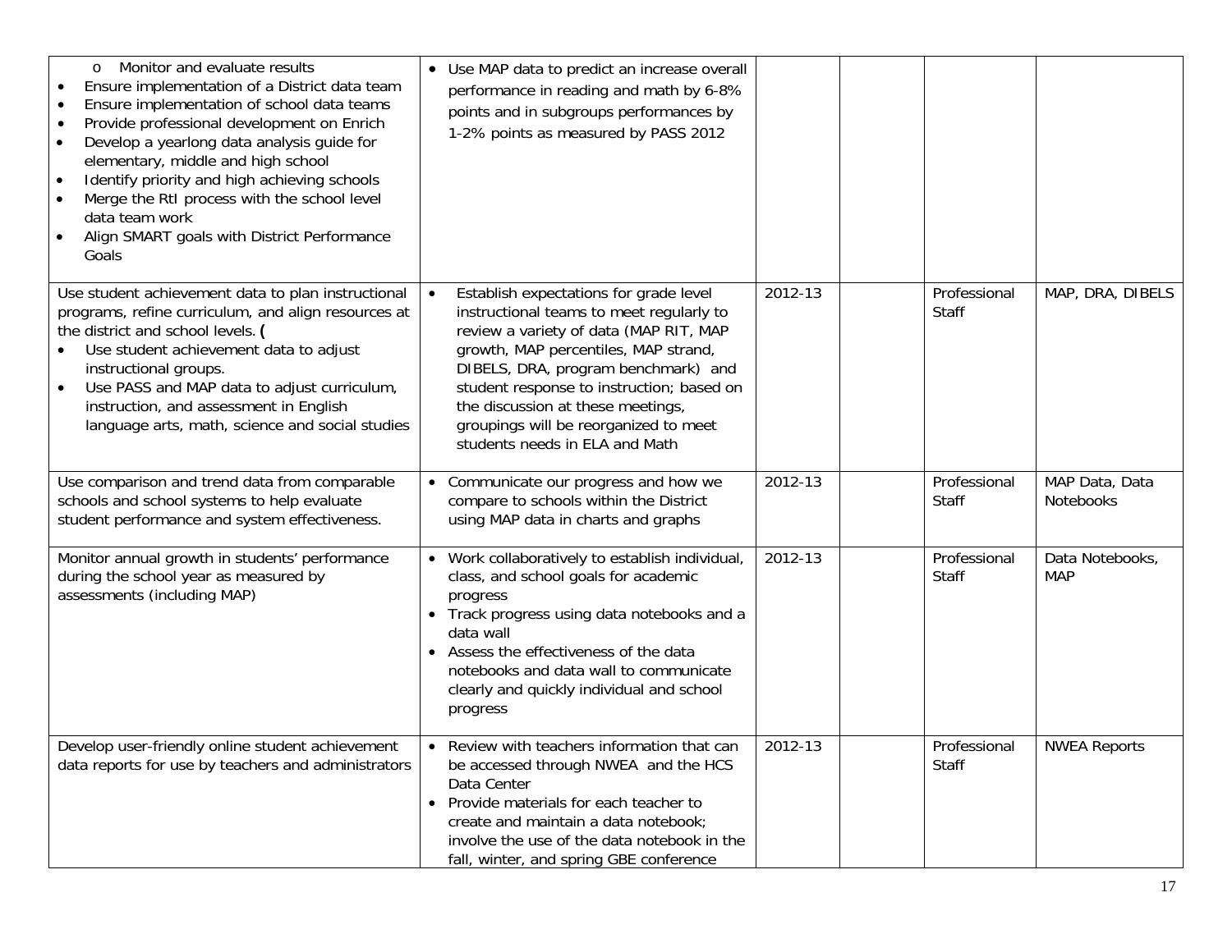| | | | | | |
|---|---|---|---|---|---|
| o Monitor and evaluate results<br>• Ensure implementation of a District data team<br>• Ensure implementation of school data teams<br>• Provide professional development on Enrich<br>• Develop a yearlong data analysis guide for elementary, middle and high school<br>• Identify priority and high achieving schools<br>• Merge the RtI process with the school level data team work<br>• Align SMART goals with District Performance Goals | • Use MAP data to predict an increase overall performance in reading and math by 6-8% points and in subgroups performances by 1-2% points as measured by PASS 2012 | | | | |
| Use student achievement data to plan instructional programs, refine curriculum, and align resources at the district and school levels. (<br>• Use student achievement data to adjust instructional groups.<br>• Use PASS and MAP data to adjust curriculum, instruction, and assessment in English language arts, math, science and social studies | • Establish expectations for grade level instructional teams to meet regularly to review a variety of data (MAP RIT, MAP growth, MAP percentiles, MAP strand, DIBELS, DRA, program benchmark) and student response to instruction; based on the discussion at these meetings, groupings will be reorganized to meet students needs in ELA and Math | 2012-13 | | Professional Staff | MAP, DRA, DIBELS |
| Use comparison and trend data from comparable schools and school systems to help evaluate student performance and system effectiveness. | • Communicate our progress and how we compare to schools within the District using MAP data in charts and graphs | 2012-13 | | Professional Staff | MAP Data, Data Notebooks |
| Monitor annual growth in students' performance during the school year as measured by assessments (including MAP) | • Work collaboratively to establish individual, class, and school goals for academic progress<br>• Track progress using data notebooks and a data wall<br>• Assess the effectiveness of the data notebooks and data wall to communicate clearly and quickly individual and school progress | 2012-13 | | Professional Staff | Data Notebooks, MAP |
| Develop user-friendly online student achievement data reports for use by teachers and administrators | • Review with teachers information that can be accessed through NWEA and the HCS Data Center<br>• Provide materials for each teacher to create and maintain a data notebook; involve the use of the data notebook in the fall, winter, and spring GBE conference | 2012-13 | | Professional Staff | NWEA Reports |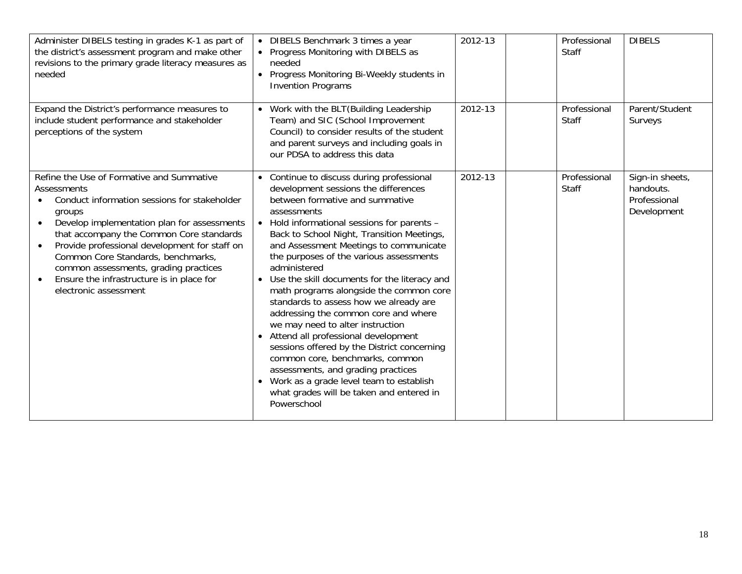| | | | | | |
|---|---|---|---|---|---|
| Administer DIBELS testing in grades K-1 as part of the district's assessment program and make other revisions to the primary grade literacy measures as needed | • DIBELS Benchmark 3 times a year<br>• Progress Monitoring with DIBELS as needed<br>• Progress Monitoring Bi-Weekly students in Invention Programs | 2012-13 | | Professional Staff | DIBELS |
| Expand the District's performance measures to include student performance and stakeholder perceptions of the system | • Work with the BLT(Building Leadership Team) and SIC (School Improvement Council) to consider results of the student and parent surveys and including goals in our PDSA to address this data | 2012-13 | | Professional Staff | Parent/Student Surveys |
| Refine the Use of Formative and Summative Assessments<br>• Conduct information sessions for stakeholder groups<br>• Develop implementation plan for assessments that accompany the Common Core standards<br>• Provide professional development for staff on Common Core Standards, benchmarks, common assessments, grading practices<br>• Ensure the infrastructure is in place for electronic assessment | • Continue to discuss during professional development sessions the differences between formative and summative assessments<br>• Hold informational sessions for parents – Back to School Night, Transition Meetings, and Assessment Meetings to communicate the purposes of the various assessments administered<br>• Use the skill documents for the literacy and math programs alongside the common core standards to assess how we already are addressing the common core and where we may need to alter instruction<br>• Attend all professional development sessions offered by the District concerning common core, benchmarks, common assessments, and grading practices<br>• Work as a grade level team to establish what grades will be taken and entered in Powerschool | 2012-13 | | Professional Staff | Sign-in sheets, handouts. Professional Development |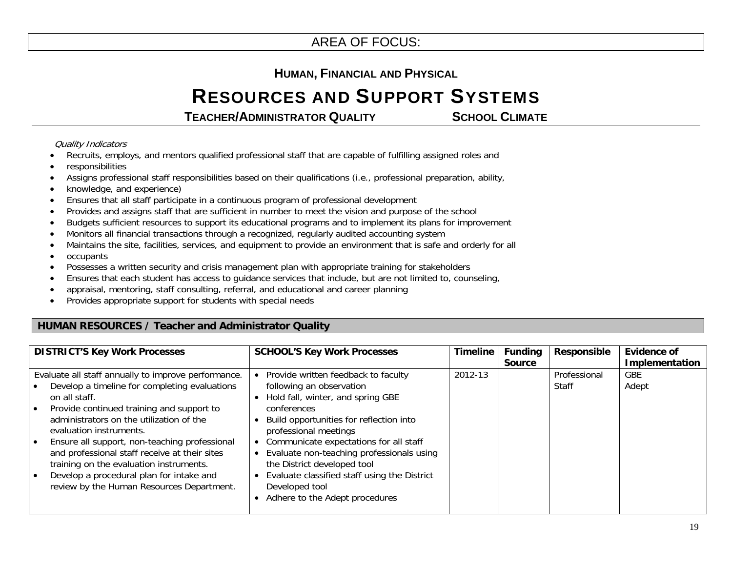# AREA OF FOCUS:

## HUMAN, FINANCIAL AND PHYSICAL

# RESOURCES AND SUPPORT SYSTEMS

**TEACHER/ADMINISTRATOR QUALITY** **SCHOOL CLIMATE**

*Quality Indicators*

- Recruits, employs, and mentors qualified professional staff that are capable of fulfilling assigned roles and
- responsibilities
- Assigns professional staff responsibilities based on their qualifications (i.e., professional preparation, ability,
- knowledge, and experience)
- Ensures that all staff participate in a continuous program of professional development
- Provides and assigns staff that are sufficient in number to meet the vision and purpose of the school
- Budgets sufficient resources to support its educational programs and to implement its plans for improvement
- Monitors all financial transactions through a recognized, regularly audited accounting system
- Maintains the site, facilities, services, and equipment to provide an environment that is safe and orderly for all
- occupants
- Possesses a written security and crisis management plan with appropriate training for stakeholders
- Ensures that each student has access to guidance services that include, but are not limited to, counseling,
- appraisal, mentoring, staff consulting, referral, and educational and career planning
- Provides appropriate support for students with special needs

**HUMAN RESOURCES / Teacher and Administrator Quality**

| DISTRICT'S Key Work Processes | SCHOOL'S Key Work Processes | Timeline | Funding Source | Responsible | Evidence of Implementation |
|---|---|---|---|---|---|
| Evaluate all staff annually to improve performance.<br>• Develop a timeline for completing evaluations on all staff.<br>• Provide continued training and support to administrators on the utilization of the evaluation instruments.<br>• Ensure all support, non-teaching professional and professional staff receive at their sites training on the evaluation instruments.<br>• Develop a procedural plan for intake and review by the Human Resources Department. | • Provide written feedback to faculty following an observation<br>• Hold fall, winter, and spring GBE conferences<br>• Build opportunities for reflection into professional meetings<br>• Communicate expectations for all staff<br>• Evaluate non-teaching professionals using the District developed tool<br>• Evaluate classified staff using the District Developed tool<br>• Adhere to the Adept procedures | 2012-13 | | Professional Staff | GBE<br>Adept |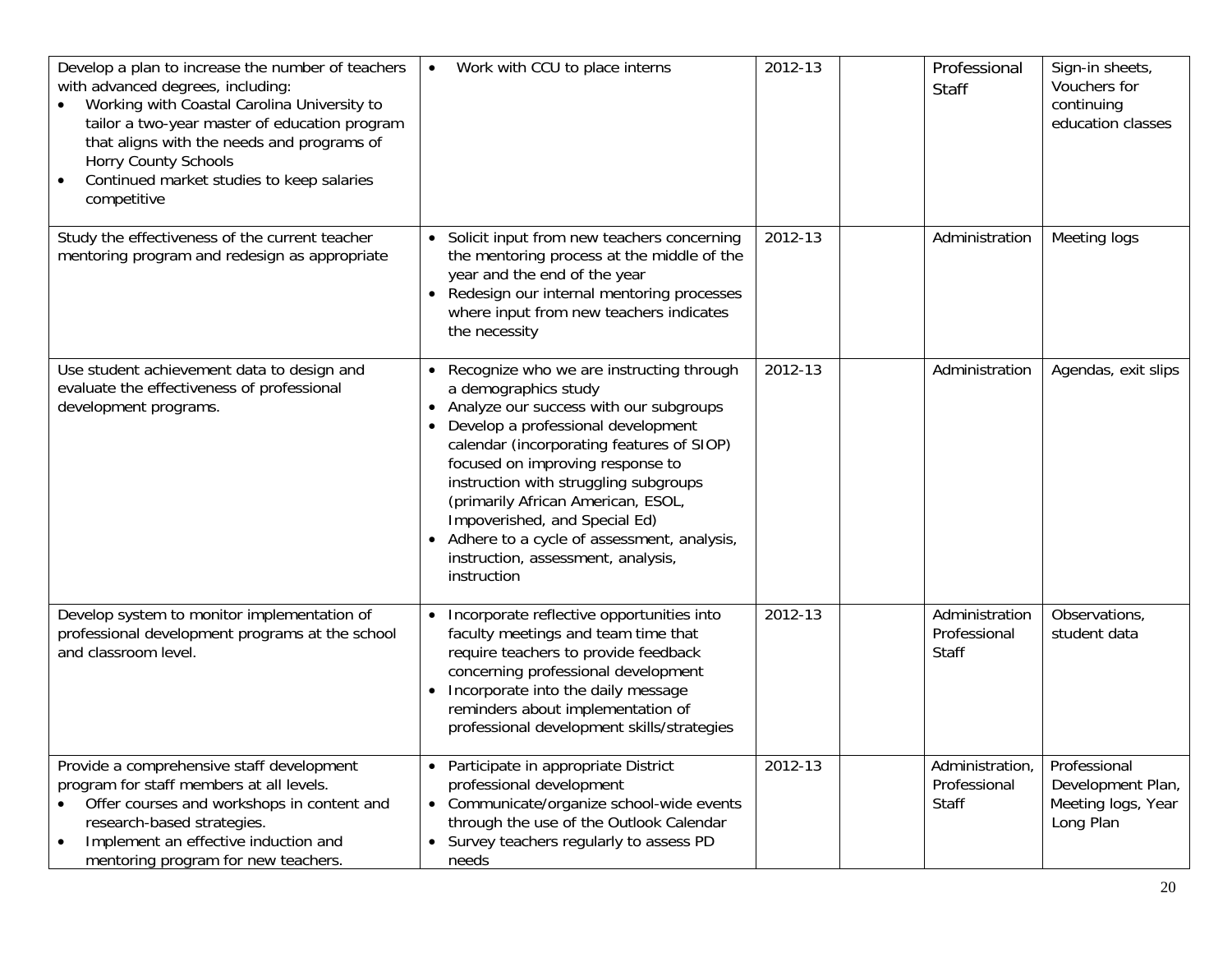| | | | | | |
|---|---|---|---|---|---|
| Develop a plan to increase the number of teachers with advanced degrees, including:<br>• Working with Coastal Carolina University to tailor a two-year master of education program that aligns with the needs and programs of Horry County Schools<br>• Continued market studies to keep salaries competitive | • Work with CCU to place interns | 2012-13 | | Professional Staff | Sign-in sheets, Vouchers for continuing education classes |
| Study the effectiveness of the current teacher mentoring program and redesign as appropriate | • Solicit input from new teachers concerning the mentoring process at the middle of the year and the end of the year<br>• Redesign our internal mentoring processes where input from new teachers indicates the necessity | 2012-13 | | Administration | Meeting logs |
| Use student achievement data to design and evaluate the effectiveness of professional development programs. | • Recognize who we are instructing through a demographics study<br>• Analyze our success with our subgroups<br>• Develop a professional development calendar (incorporating features of SIOP) focused on improving response to instruction with struggling subgroups (primarily African American, ESOL, Impoverished, and Special Ed)<br>• Adhere to a cycle of assessment, analysis, instruction, assessment, analysis, instruction | 2012-13 | | Administration | Agendas, exit slips |
| Develop system to monitor implementation of professional development programs at the school and classroom level. | • Incorporate reflective opportunities into faculty meetings and team time that require teachers to provide feedback concerning professional development<br>• Incorporate into the daily message reminders about implementation of professional development skills/strategies | 2012-13 | | Administration Professional Staff | Observations, student data |
| Provide a comprehensive staff development program for staff members at all levels.<br>• Offer courses and workshops in content and research-based strategies.<br>• Implement an effective induction and mentoring program for new teachers. | • Participate in appropriate District professional development<br>• Communicate/organize school-wide events through the use of the Outlook Calendar<br>• Survey teachers regularly to assess PD needs | 2012-13 | | Administration, Professional Staff | Professional Development Plan, Meeting logs, Year Long Plan |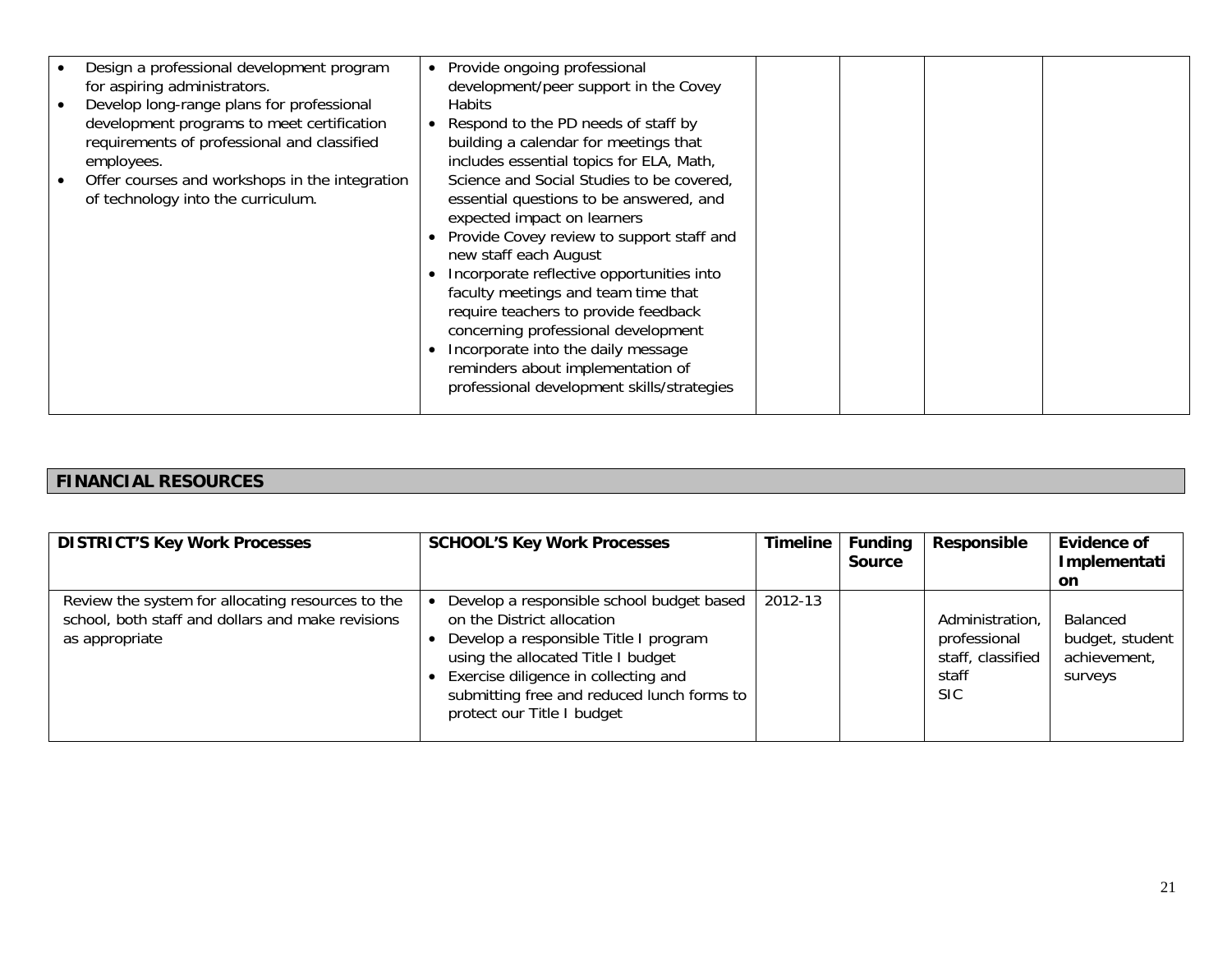| | | | | | |
|---|---|---|---|---|---|
| • Design a professional development program for aspiring administrators.<br>• Develop long-range plans for professional development programs to meet certification requirements of professional and classified employees.<br>• Offer courses and workshops in the integration of technology into the curriculum. | • Provide ongoing professional development/peer support in the Covey Habits<br>• Respond to the PD needs of staff by building a calendar for meetings that includes essential topics for ELA, Math, Science and Social Studies to be covered, essential questions to be answered, and expected impact on learners<br>• Provide Covey review to support staff and new staff each August<br>• Incorporate reflective opportunities into faculty meetings and team time that require teachers to provide feedback concerning professional development<br>• Incorporate into the daily message reminders about implementation of professional development skills/strategies | | | | |

## FINANCIAL RESOURCES

| DISTRICT'S Key Work Processes | SCHOOL'S Key Work Processes | Timeline | Funding Source | Responsible | Evidence of Implementation |
|---|---|---|---|---|---|
| Review the system for allocating resources to the school, both staff and dollars and make revisions as appropriate | • Develop a responsible school budget based on the District allocation<br>• Develop a responsible Title I program using the allocated Title I budget<br>• Exercise diligence in collecting and submitting free and reduced lunch forms to protect our Title I budget | 2012-13 | | Administration, professional staff, classified staff SIC | Balanced budget, student achievement, surveys |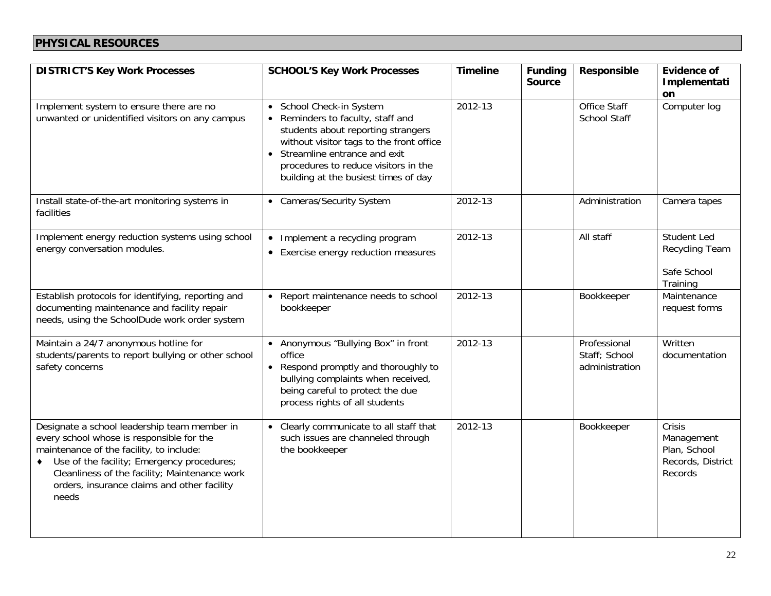## PHYSICAL RESOURCES

| DISTRICT'S Key Work Processes | SCHOOL'S Key Work Processes | Timeline | Funding Source | Responsible | Evidence of Implementation |
|---|---|---|---|---|---|
| Implement system to ensure there are no unwanted or unidentified visitors on any campus | • School Check-in System<br>• Reminders to faculty, staff and students about reporting strangers without visitor tags to the front office<br>• Streamline entrance and exit procedures to reduce visitors in the building at the busiest times of day | 2012-13 | | Office Staff<br>School Staff | Computer log |
| Install state-of-the-art monitoring systems in facilities | • Cameras/Security System | 2012-13 | | Administration | Camera tapes |
| Implement energy reduction systems using school energy conversation modules. | • Implement a recycling program<br>• Exercise energy reduction measures | 2012-13 | | All staff | Student Led Recycling Team<br><br>Safe School Training |
| Establish protocols for identifying, reporting and documenting maintenance and facility repair needs, using the SchoolDude work order system | • Report maintenance needs to school bookkeeper | 2012-13 | | Bookkeeper | Maintenance request forms |
| Maintain a 24/7 anonymous hotline for students/parents to report bullying or other school safety concerns | • Anonymous "Bullying Box" in front office<br>• Respond promptly and thoroughly to bullying complaints when received, being careful to protect the due process rights of all students | 2012-13 | | Professional Staff; School administration | Written documentation |
| Designate a school leadership team member in every school whose is responsible for the maintenance of the facility, to include:<br>♦ Use of the facility; Emergency procedures; Cleanliness of the facility; Maintenance work orders, insurance claims and other facility needs | • Clearly communicate to all staff that such issues are channeled through the bookkeeper | 2012-13 | | Bookkeeper | Crisis Management Plan, School Records, District Records |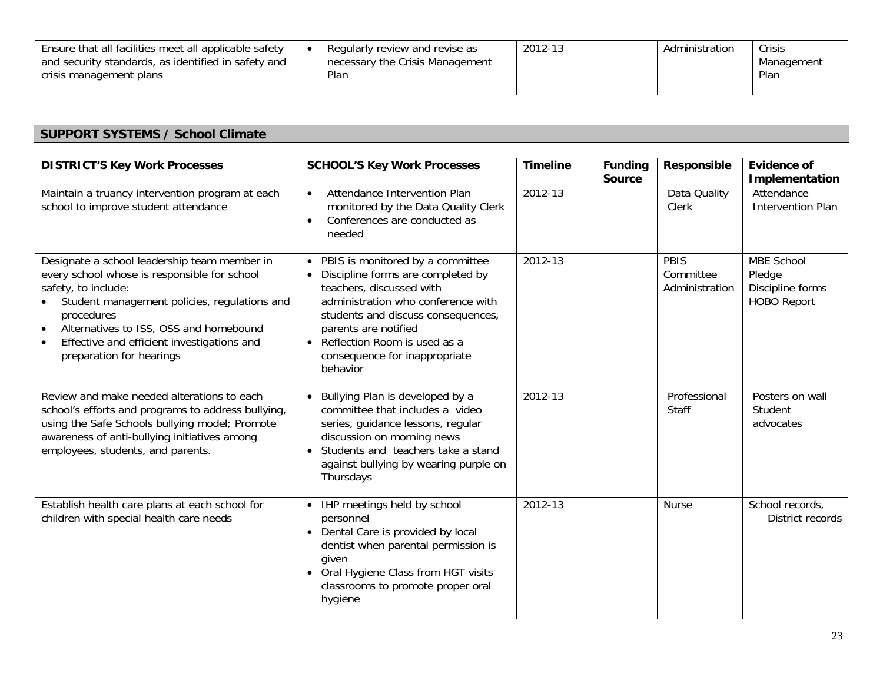| | | | | | |
|---|---|---|---|---|---|
| Ensure that all facilities meet all applicable safety and security standards, as identified in safety and crisis management plans | • Regularly review and revise as necessary the Crisis Management Plan | 2012-13 | | Administration | Crisis Management Plan |

## SUPPORT SYSTEMS / School Climate

| DISTRICT'S Key Work Processes | SCHOOL'S Key Work Processes | Timeline | Funding Source | Responsible | Evidence of Implementation |
|---|---|---|---|---|---|
| Maintain a truancy intervention program at each school to improve student attendance | • Attendance Intervention Plan monitored by the Data Quality Clerk<br>• Conferences are conducted as needed | 2012-13 | | Data Quality Clerk | Attendance Intervention Plan |
| Designate a school leadership team member in every school whose is responsible for school safety, to include:<br>• Student management policies, regulations and procedures<br>• Alternatives to ISS, OSS and homebound<br>• Effective and efficient investigations and preparation for hearings | • PBIS is monitored by a committee<br>• Discipline forms are completed by teachers, discussed with administration who conference with students and discuss consequences, parents are notified<br>• Reflection Room is used as a consequence for inappropriate behavior | 2012-13 | | PBIS Committee Administration | MBE School Pledge<br>Discipline forms<br>HOBO Report |
| Review and make needed alterations to each school's efforts and programs to address bullying, using the Safe Schools bullying model; Promote awareness of anti-bullying initiatives among employees, students, and parents. | • Bullying Plan is developed by a committee that includes a video series, guidance lessons, regular discussion on morning news<br>• Students and teachers take a stand against bullying by wearing purple on Thursdays | 2012-13 | | Professional Staff | Posters on wall<br>Student advocates |
| Establish health care plans at each school for children with special health care needs | • IHP meetings held by school personnel<br>• Dental Care is provided by local dentist when parental permission is given<br>• Oral Hygiene Class from HGT visits classrooms to promote proper oral hygiene | 2012-13 | | Nurse | School records, District records |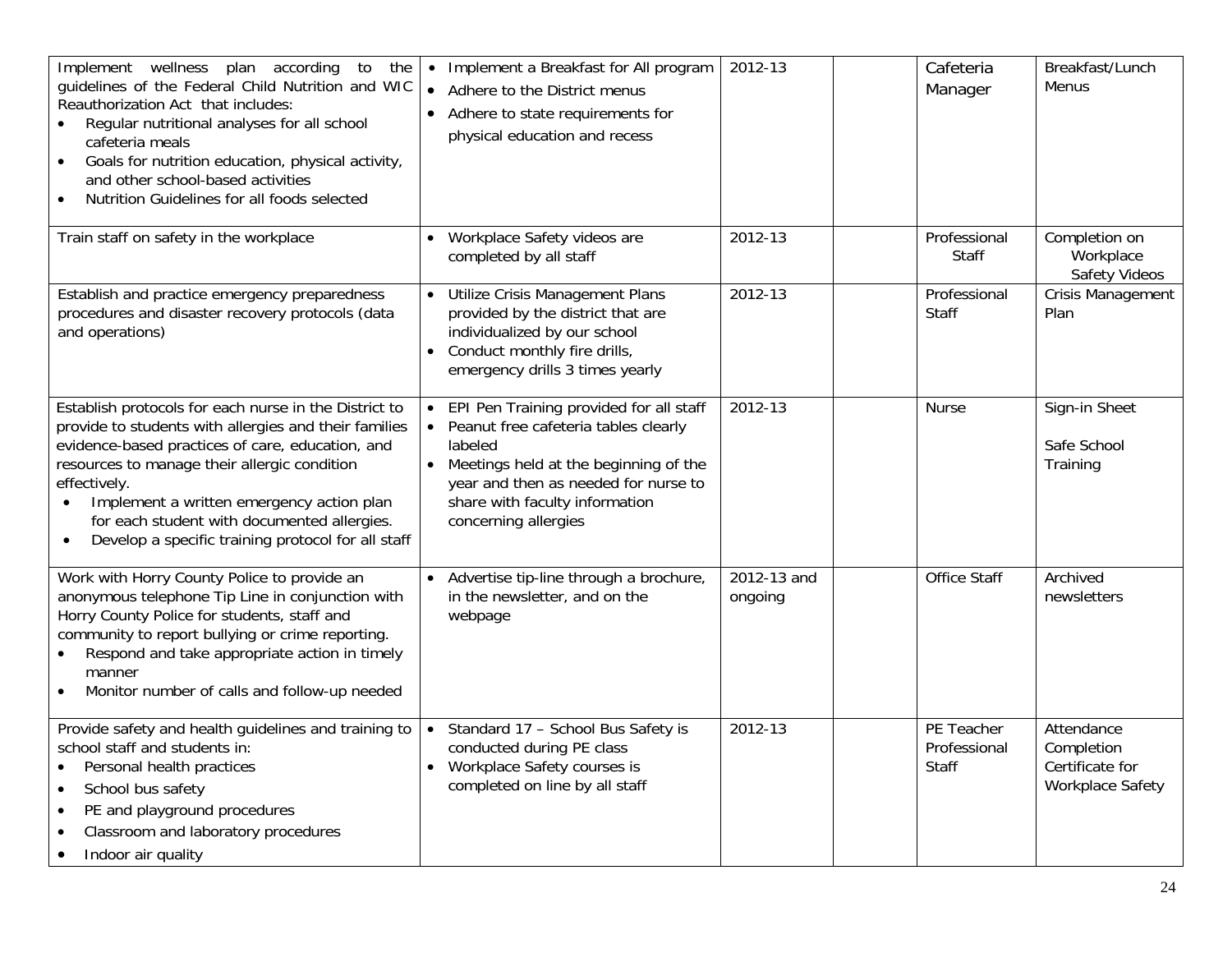| | | | | | |
|---|---|---|---|---|---|
| Implement wellness plan according to the guidelines of the Federal Child Nutrition and WIC Reauthorization Act that includes:<br>• Regular nutritional analyses for all school cafeteria meals<br>• Goals for nutrition education, physical activity, and other school-based activities<br>• Nutrition Guidelines for all foods selected | • Implement a Breakfast for All program<br>• Adhere to the District menus<br>• Adhere to state requirements for physical education and recess | 2012-13 | | Cafeteria Manager | Breakfast/Lunch Menus |
| Train staff on safety in the workplace | • Workplace Safety videos are completed by all staff | 2012-13 | | Professional Staff | Completion on Workplace Safety Videos |
| Establish and practice emergency preparedness procedures and disaster recovery protocols (data and operations) | • Utilize Crisis Management Plans provided by the district that are individualized by our school<br>• Conduct monthly fire drills, emergency drills 3 times yearly | 2012-13 | | Professional Staff | Crisis Management Plan |
| Establish protocols for each nurse in the District to provide to students with allergies and their families evidence-based practices of care, education, and resources to manage their allergic condition effectively.<br>• Implement a written emergency action plan for each student with documented allergies.<br>• Develop a specific training protocol for all staff | • EPI Pen Training provided for all staff<br>• Peanut free cafeteria tables clearly labeled<br>• Meetings held at the beginning of the year and then as needed for nurse to share with faculty information concerning allergies | 2012-13 | | Nurse | Sign-in Sheet<br><br>Safe School Training |
| Work with Horry County Police to provide an anonymous telephone Tip Line in conjunction with Horry County Police for students, staff and community to report bullying or crime reporting.<br>• Respond and take appropriate action in timely manner<br>• Monitor number of calls and follow-up needed | • Advertise tip-line through a brochure, in the newsletter, and on the webpage | 2012-13 and ongoing | | Office Staff | Archived newsletters |
| Provide safety and health guidelines and training to school staff and students in:<br>• Personal health practices<br>• School bus safety<br>• PE and playground procedures<br>• Classroom and laboratory procedures<br>• Indoor air quality | • Standard 17 – School Bus Safety is conducted during PE class<br>• Workplace Safety courses is completed on line by all staff | 2012-13 | | PE Teacher Professional Staff | Attendance Completion Certificate for Workplace Safety |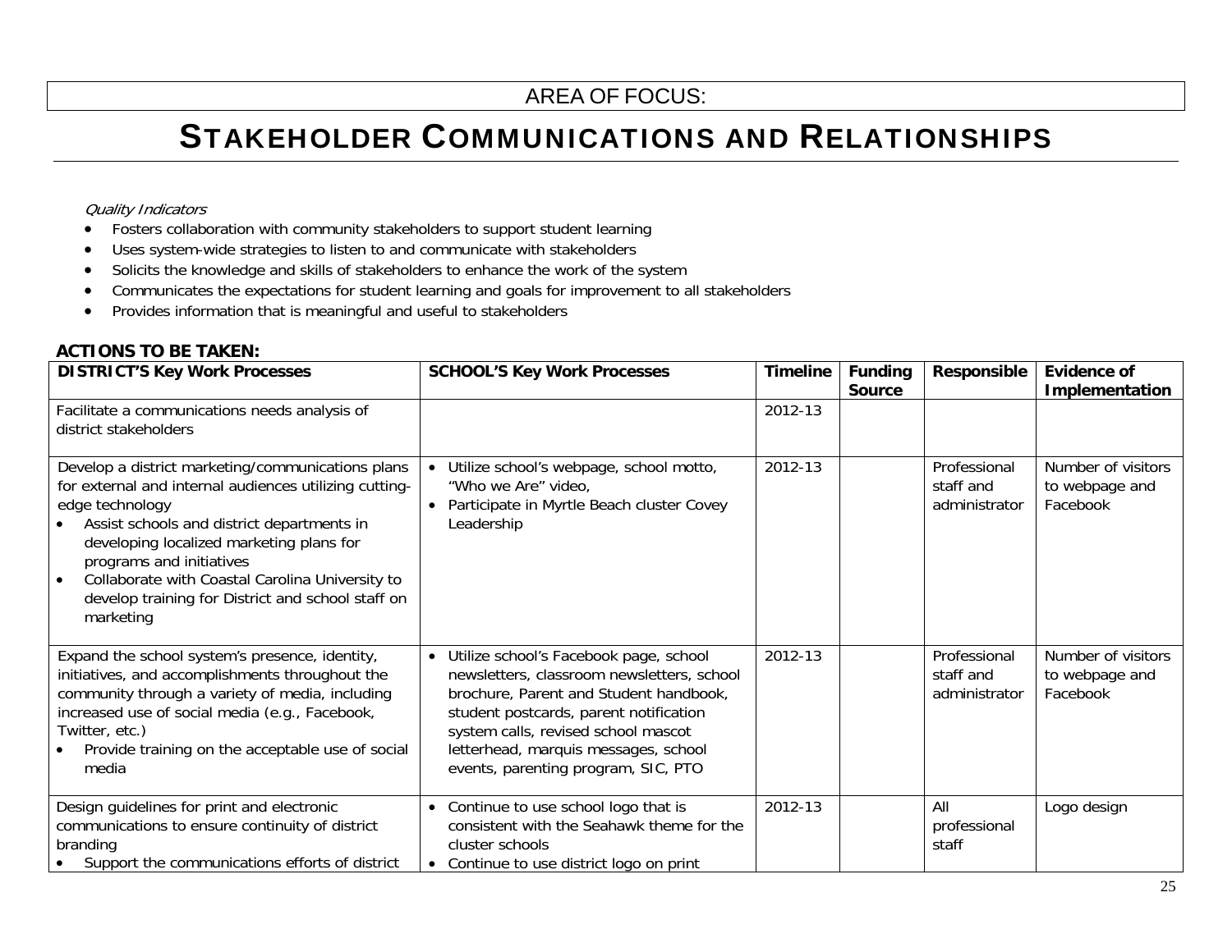AREA OF FOCUS:

# STAKEHOLDER COMMUNICATIONS AND RELATIONSHIPS

*Quality Indicators*

- Fosters collaboration with community stakeholders to support student learning
- Uses system-wide strategies to listen to and communicate with stakeholders
- Solicits the knowledge and skills of stakeholders to enhance the work of the system
- Communicates the expectations for student learning and goals for improvement to all stakeholders
- Provides information that is meaningful and useful to stakeholders

**ACTIONS TO BE TAKEN:**

| DISTRICT'S Key Work Processes | SCHOOL'S Key Work Processes | Timeline | Funding Source | Responsible | Evidence of Implementation |
|---|---|---|---|---|---|
| Facilitate a communications needs analysis of district stakeholders | | 2012-13 | | | |
| Develop a district marketing/communications plans for external and internal audiences utilizing cutting-edge technology<br>• Assist schools and district departments in developing localized marketing plans for programs and initiatives<br>• Collaborate with Coastal Carolina University to develop training for District and school staff on marketing | • Utilize school's webpage, school motto, "Who we Are" video,<br>• Participate in Myrtle Beach cluster Covey Leadership | 2012-13 | | Professional staff and administrator | Number of visitors to webpage and Facebook |
| Expand the school system's presence, identity, initiatives, and accomplishments throughout the community through a variety of media, including increased use of social media (e.g., Facebook, Twitter, etc.)<br>• Provide training on the acceptable use of social media | • Utilize school's Facebook page, school newsletters, classroom newsletters, school brochure, Parent and Student handbook, student postcards, parent notification system calls, revised school mascot letterhead, marquis messages, school events, parenting program, SIC, PTO | 2012-13 | | Professional staff and administrator | Number of visitors to webpage and Facebook |
| Design guidelines for print and electronic communications to ensure continuity of district branding<br>• Support the communications efforts of district | • Continue to use school logo that is consistent with the Seahawk theme for the cluster schools<br>• Continue to use district logo on print | 2012-13 | | All professional staff | Logo design |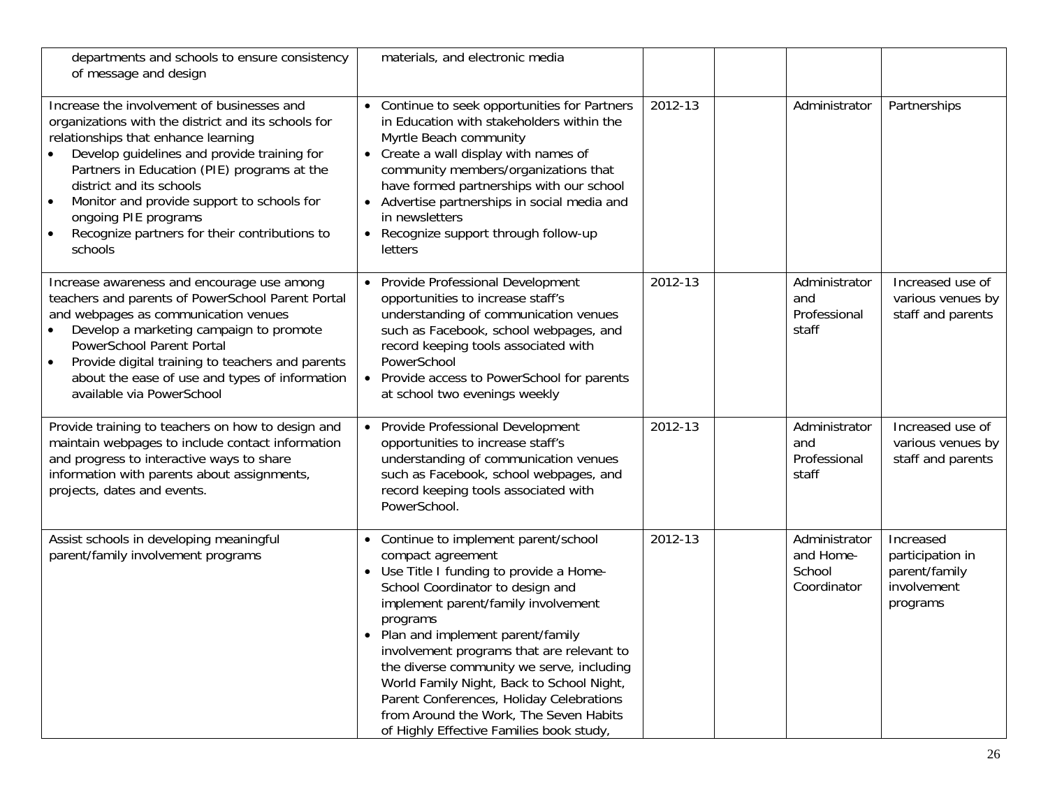| | | | | | |
|---|---|---|---|---|---|
| departments and schools to ensure consistency of message and design | materials, and electronic media | | | | |
| Increase the involvement of businesses and organizations with the district and its schools for relationships that enhance learning<br>• Develop guidelines and provide training for Partners in Education (PIE) programs at the district and its schools<br>• Monitor and provide support to schools for ongoing PIE programs<br>• Recognize partners for their contributions to schools | • Continue to seek opportunities for Partners in Education with stakeholders within the Myrtle Beach community<br>• Create a wall display with names of community members/organizations that have formed partnerships with our school<br>• Advertise partnerships in social media and in newsletters<br>• Recognize support through follow-up letters | 2012-13 | | Administrator | Partnerships |
| Increase awareness and encourage use among teachers and parents of PowerSchool Parent Portal and webpages as communication venues<br>• Develop a marketing campaign to promote PowerSchool Parent Portal<br>• Provide digital training to teachers and parents about the ease of use and types of information available via PowerSchool | • Provide Professional Development opportunities to increase staff's understanding of communication venues such as Facebook, school webpages, and record keeping tools associated with PowerSchool<br>• Provide access to PowerSchool for parents at school two evenings weekly | 2012-13 | | Administrator and Professional staff | Increased use of various venues by staff and parents |
| Provide training to teachers on how to design and maintain webpages to include contact information and progress to interactive ways to share information with parents about assignments, projects, dates and events. | • Provide Professional Development opportunities to increase staff's understanding of communication venues such as Facebook, school webpages, and record keeping tools associated with PowerSchool. | 2012-13 | | Administrator and Professional staff | Increased use of various venues by staff and parents |
| Assist schools in developing meaningful parent/family involvement programs | • Continue to implement parent/school compact agreement<br>• Use Title I funding to provide a Home-School Coordinator to design and implement parent/family involvement programs<br>• Plan and implement parent/family involvement programs that are relevant to the diverse community we serve, including World Family Night, Back to School Night, Parent Conferences, Holiday Celebrations from Around the Work, The Seven Habits of Highly Effective Families book study, | 2012-13 | | Administrator and Home-School Coordinator | Increased participation in parent/family involvement programs |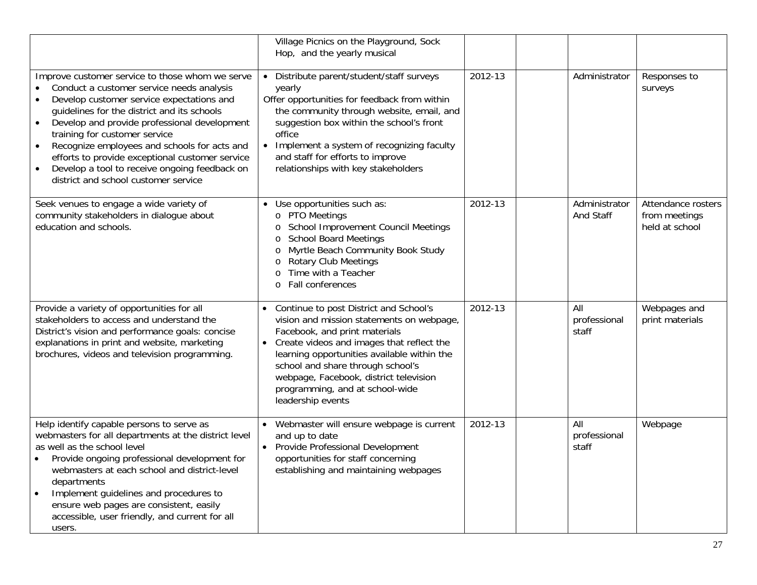| | | | | | |
|---|---|---|---|---|---|
| | Village Picnics on the Playground, Sock Hop, and the yearly musical | | | | |
| Improve customer service to those whom we serve<br>• Conduct a customer service needs analysis<br>• Develop customer service expectations and guidelines for the district and its schools<br>• Develop and provide professional development training for customer service<br>• Recognize employees and schools for acts and efforts to provide exceptional customer service<br>• Develop a tool to receive ongoing feedback on district and school customer service | • Distribute parent/student/staff surveys yearly<br>Offer opportunities for feedback from within the community through website, email, and suggestion box within the school's front office<br>• Implement a system of recognizing faculty and staff for efforts to improve relationships with key stakeholders | 2012-13 | | Administrator | Responses to surveys |
| Seek venues to engage a wide variety of community stakeholders in dialogue about education and schools. | • Use opportunities such as:<br>o PTO Meetings<br>o School Improvement Council Meetings<br>o School Board Meetings<br>o Myrtle Beach Community Book Study<br>o Rotary Club Meetings<br>o Time with a Teacher<br>o Fall conferences | 2012-13 | | Administrator And Staff | Attendance rosters from meetings held at school |
| Provide a variety of opportunities for all stakeholders to access and understand the District's vision and performance goals: concise explanations in print and website, marketing brochures, videos and television programming. | • Continue to post District and School's vision and mission statements on webpage, Facebook, and print materials<br>• Create videos and images that reflect the learning opportunities available within the school and share through school's webpage, Facebook, district television programming, and at school-wide leadership events | 2012-13 | | All professional staff | Webpages and print materials |
| Help identify capable persons to serve as webmasters for all departments at the district level as well as the school level<br>• Provide ongoing professional development for webmasters at each school and district-level departments<br>• Implement guidelines and procedures to ensure web pages are consistent, easily accessible, user friendly, and current for all users. | • Webmaster will ensure webpage is current and up to date<br>• Provide Professional Development opportunities for staff concerning establishing and maintaining webpages | 2012-13 | | All professional staff | Webpage |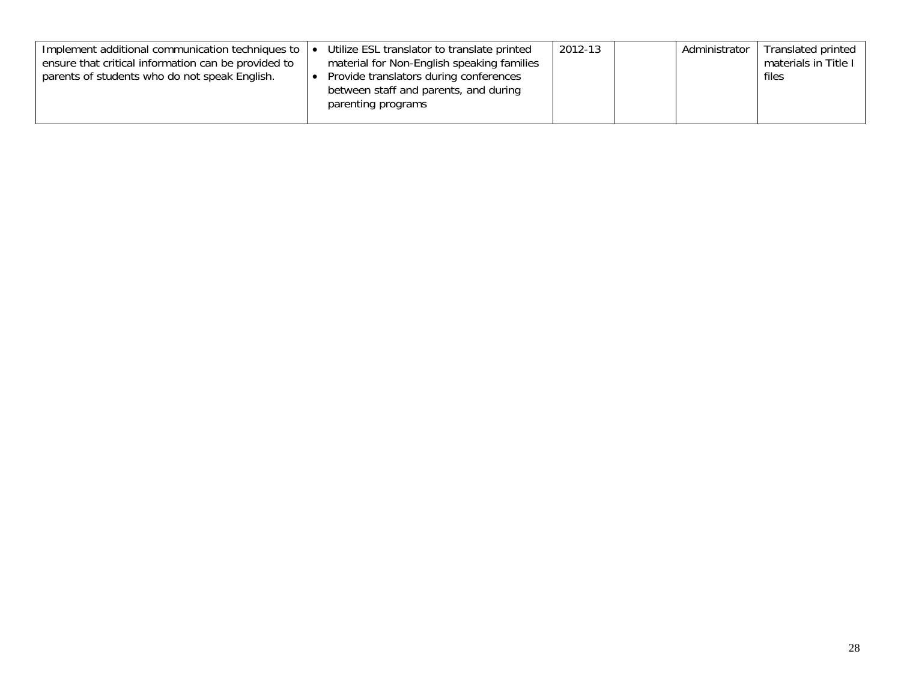| | | | | | |
|---|---|---|---|---|---|
| Implement additional communication techniques to ensure that critical information can be provided to parents of students who do not speak English. | • Utilize ESL translator to translate printed material for Non-English speaking families<br>• Provide translators during conferences between staff and parents, and during parenting programs | 2012-13 | | Administrator | Translated printed materials in Title I files |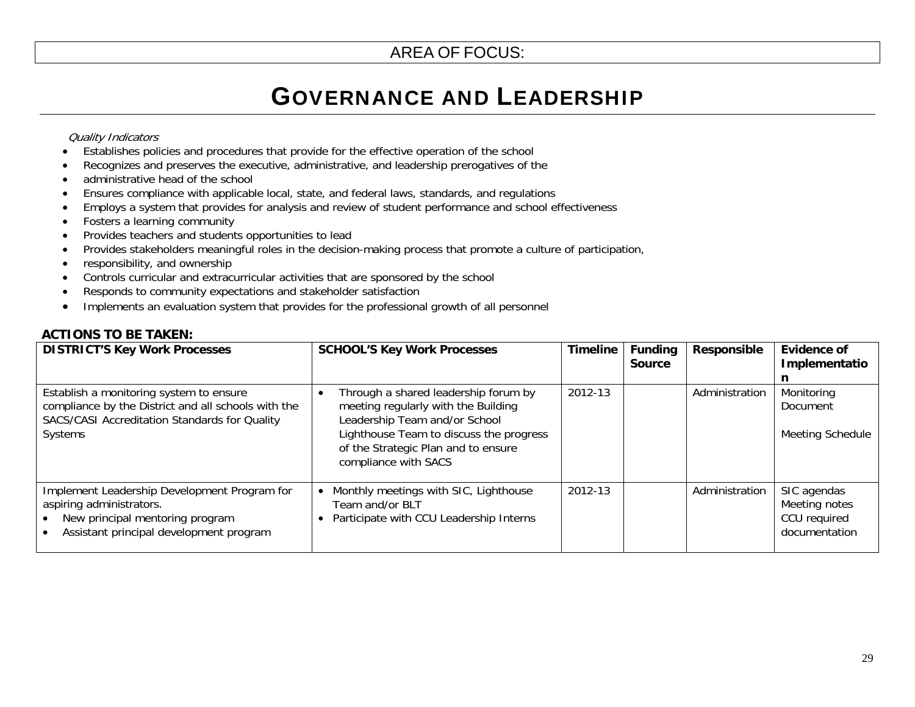AREA OF FOCUS:

# GOVERNANCE AND LEADERSHIP

*Quality Indicators*

- Establishes policies and procedures that provide for the effective operation of the school
- Recognizes and preserves the executive, administrative, and leadership prerogatives of the
- administrative head of the school
- Ensures compliance with applicable local, state, and federal laws, standards, and regulations
- Employs a system that provides for analysis and review of student performance and school effectiveness
- Fosters a learning community
- Provides teachers and students opportunities to lead
- Provides stakeholders meaningful roles in the decision-making process that promote a culture of participation,
- responsibility, and ownership
- Controls curricular and extracurricular activities that are sponsored by the school
- Responds to community expectations and stakeholder satisfaction
- Implements an evaluation system that provides for the professional growth of all personnel

**ACTIONS TO BE TAKEN:**

| DISTRICT'S Key Work Processes | SCHOOL'S Key Work Processes | Timeline | Funding Source | Responsible | Evidence of Implementation |
|---|---|---|---|---|---|
| Establish a monitoring system to ensure compliance by the District and all schools with the SACS/CASI Accreditation Standards for Quality Systems | • Through a shared leadership forum by meeting regularly with the Building Leadership Team and/or School Lighthouse Team to discuss the progress of the Strategic Plan and to ensure compliance with SACS | 2012-13 | | Administration | Monitoring Document<br><br>Meeting Schedule |
| Implement Leadership Development Program for aspiring administrators.<br>• New principal mentoring program<br>• Assistant principal development program | • Monthly meetings with SIC, Lighthouse Team and/or BLT<br>• Participate with CCU Leadership Interns | 2012-13 | | Administration | SIC agendas<br>Meeting notes<br>CCU required documentation |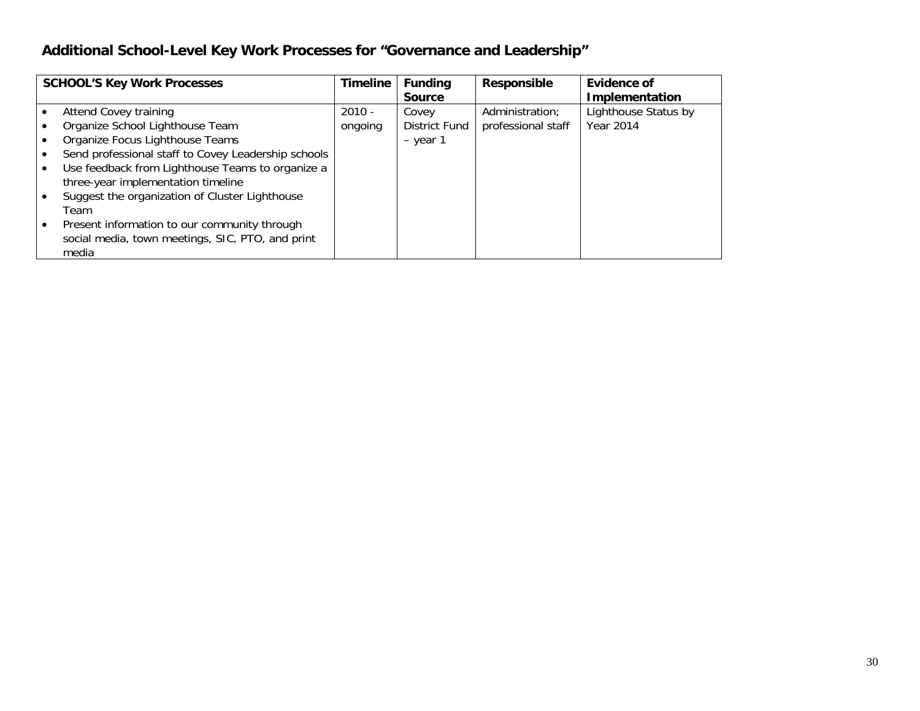## Additional School-Level Key Work Processes for "Governance and Leadership"

| SCHOOL'S Key Work Processes | Timeline | Funding Source | Responsible | Evidence of Implementation |
|---|---|---|---|---|
| • Attend Covey training<br>• Organize School Lighthouse Team<br>• Organize Focus Lighthouse Teams<br>• Send professional staff to Covey Leadership schools<br>• Use feedback from Lighthouse Teams to organize a three-year implementation timeline<br>• Suggest the organization of Cluster Lighthouse Team<br>• Present information to our community through social media, town meetings, SIC, PTO, and print media | 2010 - ongoing | Covey District Fund – year 1 | Administration; professional staff | Lighthouse Status by Year 2014 |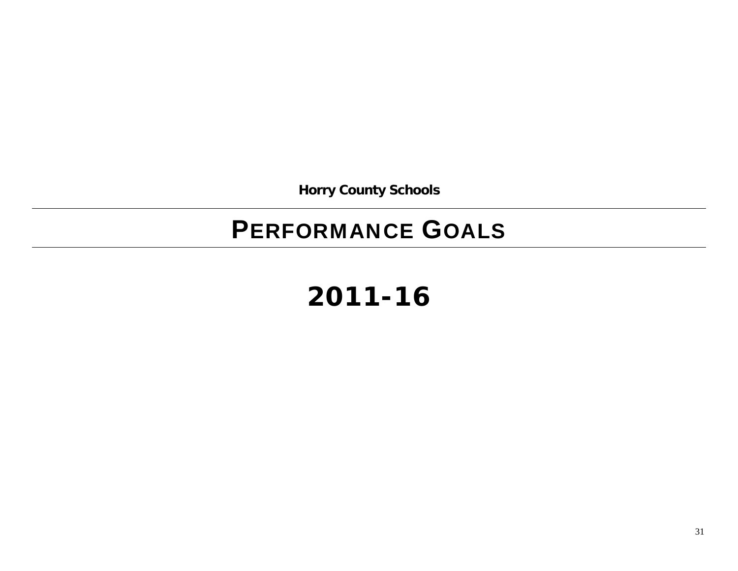**Horry County Schools**

# PERFORMANCE GOALS

# 2011-16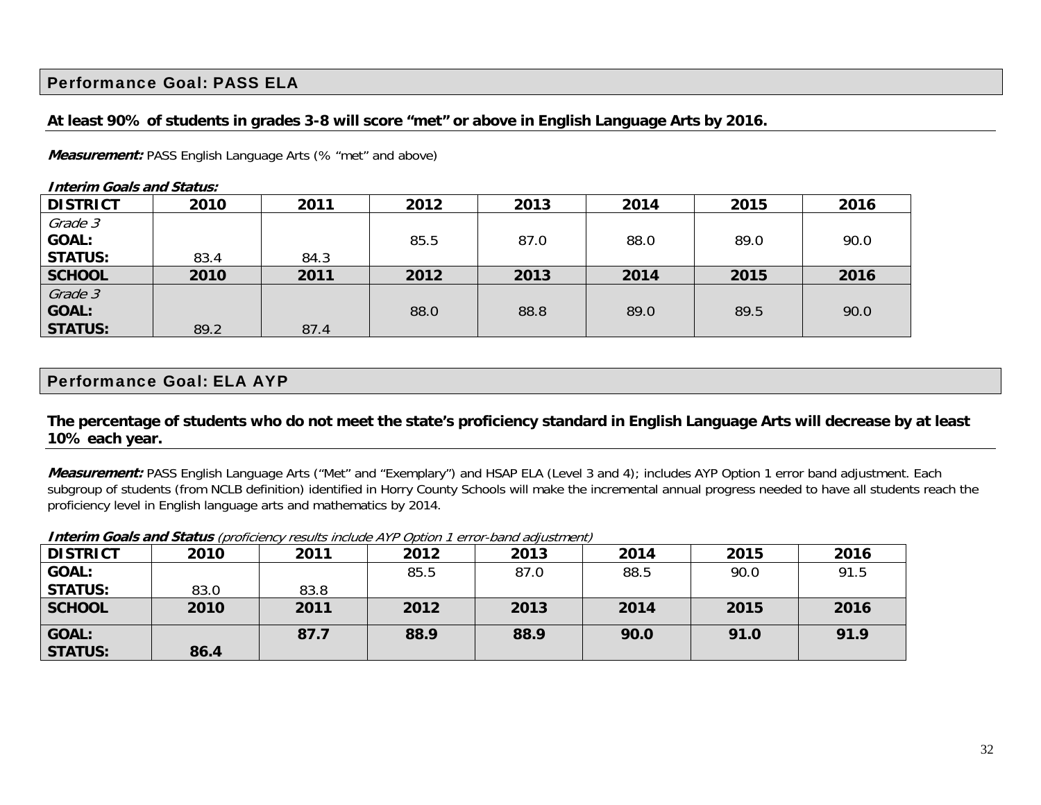## Performance Goal: PASS ELA

**At least 90% of students in grades 3-8 will score "met" or above in English Language Arts by 2016.**

***Measurement:*** PASS English Language Arts (% "met" and above)

***Interim Goals and Status:***

| DISTRICT | 2010 | 2011 | 2012 | 2013 | 2014 | 2015 | 2016 |
|---|---|---|---|---|---|---|---|
| *Grade 3*<br>**GOAL:** | | | 85.5 | 87.0 | 88.0 | 89.0 | 90.0 |
| **STATUS:** | 83.4 | 84.3 | | | | | |
| **SCHOOL** | **2010** | **2011** | **2012** | **2013** | **2014** | **2015** | **2016** |
| *Grade 3*<br>**GOAL:** | | | 88.0 | 88.8 | 89.0 | 89.5 | 90.0 |
| **STATUS:** | 89.2 | 87.4 | | | | | |

## Performance Goal: ELA AYP

**The percentage of students who do not meet the state's proficiency standard in English Language Arts will decrease by at least 10% each year.**

***Measurement:*** PASS English Language Arts ("Met" and "Exemplary") and HSAP ELA (Level 3 and 4); includes AYP Option 1 error band adjustment. Each subgroup of students (from NCLB definition) identified in Horry County Schools will make the incremental annual progress needed to have all students reach the proficiency level in English language arts and mathematics by 2014.

***Interim Goals and Status*** *(proficiency results include AYP Option 1 error-band adjustment)*

| DISTRICT | 2010 | 2011 | 2012 | 2013 | 2014 | 2015 | 2016 |
|---|---|---|---|---|---|---|---|
| **GOAL:** | | | 85.5 | 87.0 | 88.5 | 90.0 | 91.5 |
| **STATUS:** | 83.0 | 83.8 | | | | | |
| **SCHOOL** | **2010** | **2011** | **2012** | **2013** | **2014** | **2015** | **2016** |
| **GOAL:** | | **87.7** | **88.9** | **88.9** | **90.0** | **91.0** | **91.9** |
| **STATUS:** | **86.4** | | | | | | |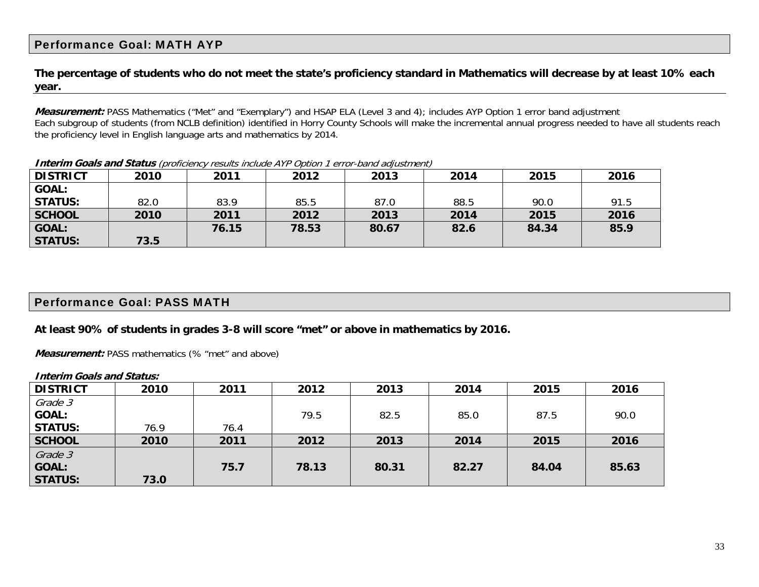## Performance Goal: MATH AYP

**The percentage of students who do not meet the state's proficiency standard in Mathematics will decrease by at least 10% each year.**

***Measurement:*** PASS Mathematics ("Met" and "Exemplary") and HSAP ELA (Level 3 and 4); includes AYP Option 1 error band adjustment
Each subgroup of students (from NCLB definition) identified in Horry County Schools will make the incremental annual progress needed to have all students reach the proficiency level in English language arts and mathematics by 2014.

***Interim Goals and Status*** *(proficiency results include AYP Option 1 error-band adjustment)*

| DISTRICT | 2010 | 2011 | 2012 | 2013 | 2014 | 2015 | 2016 |
|---|---|---|---|---|---|---|---|
| GOAL: STATUS: | 82.0 | 83.9 | 85.5 | 87.0 | 88.5 | 90.0 | 91.5 |
| **SCHOOL** | **2010** | **2011** | **2012** | **2013** | **2014** | **2015** | **2016** |
| **GOAL:** | | **76.15** | **78.53** | **80.67** | **82.6** | **84.34** | **85.9** |
| **STATUS:** | **73.5** | | | | | | |

## Performance Goal: PASS MATH

**At least 90% of students in grades 3-8 will score "met" or above in mathematics by 2016.**

***Measurement:*** PASS mathematics (% "met" and above)

***Interim Goals and Status:***

| DISTRICT | 2010 | 2011 | 2012 | 2013 | 2014 | 2015 | 2016 |
|---|---|---|---|---|---|---|---|
| *Grade 3* **GOAL:** | | | 79.5 | 82.5 | 85.0 | 87.5 | 90.0 |
| **STATUS:** | 76.9 | 76.4 | | | | | |
| **SCHOOL** | **2010** | **2011** | **2012** | **2013** | **2014** | **2015** | **2016** |
| *Grade 3* **GOAL:** | | **75.7** | **78.13** | **80.31** | **82.27** | **84.04** | **85.63** |
| **STATUS:** | **73.0** | | | | | | |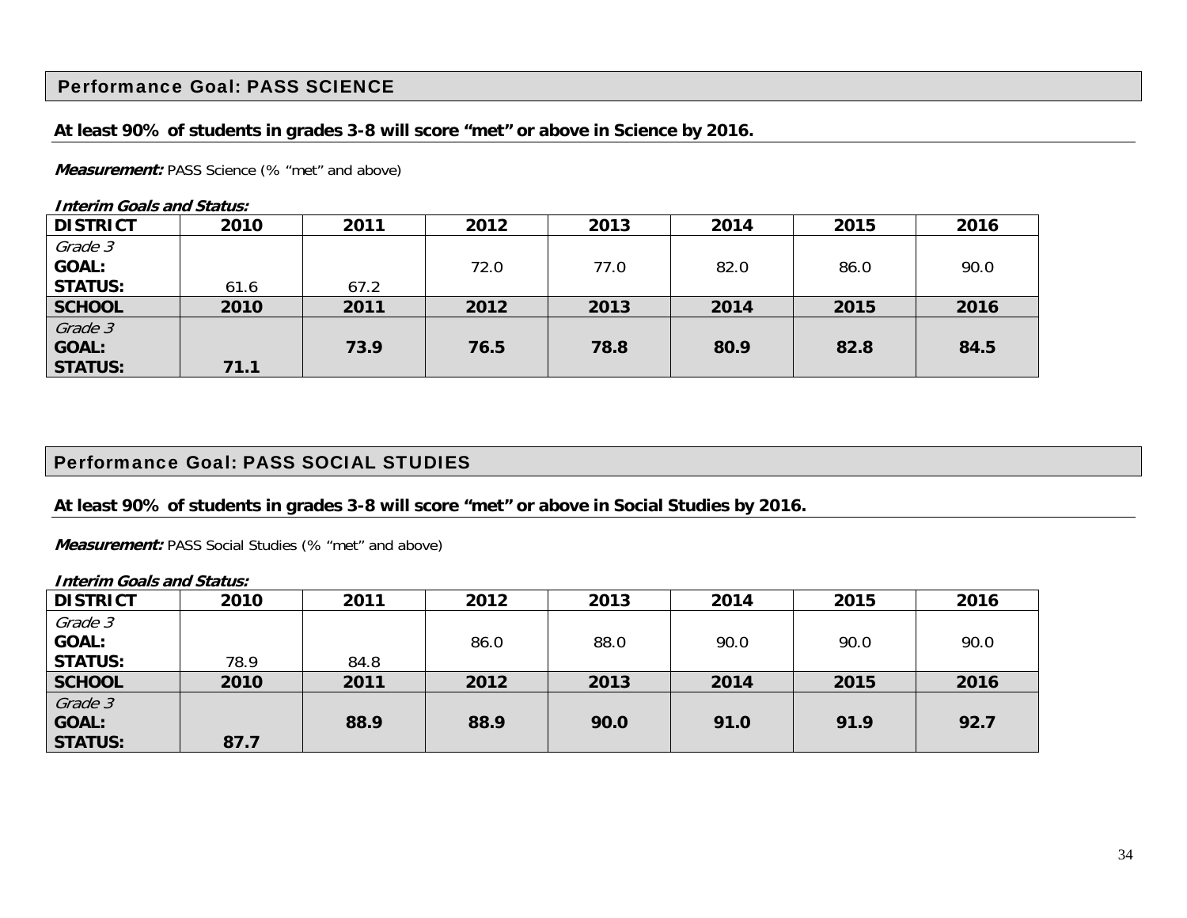## Performance Goal: PASS SCIENCE

**At least 90% of students in grades 3-8 will score "met" or above in Science by 2016.**

***Measurement:*** PASS Science (% "met" and above)

***Interim Goals and Status:***

| DISTRICT | 2010 | 2011 | 2012 | 2013 | 2014 | 2015 | 2016 |
|---|---|---|---|---|---|---|---|
| *Grade 3* **GOAL:** | | | 72.0 | 77.0 | 82.0 | 86.0 | 90.0 |
| **STATUS:** | 61.6 | 67.2 | | | | | |
| **SCHOOL** | **2010** | **2011** | **2012** | **2013** | **2014** | **2015** | **2016** |
| *Grade 3* **GOAL:** | | **73.9** | **76.5** | **78.8** | **80.9** | **82.8** | **84.5** |
| **STATUS:** | **71.1** | | | | | | |

## Performance Goal: PASS SOCIAL STUDIES

**At least 90% of students in grades 3-8 will score "met" or above in Social Studies by 2016.**

***Measurement:*** PASS Social Studies (% "met" and above)

***Interim Goals and Status:***

| DISTRICT | 2010 | 2011 | 2012 | 2013 | 2014 | 2015 | 2016 |
|---|---|---|---|---|---|---|---|
| *Grade 3* **GOAL:** | | | 86.0 | 88.0 | 90.0 | 90.0 | 90.0 |
| **STATUS:** | 78.9 | 84.8 | | | | | |
| **SCHOOL** | **2010** | **2011** | **2012** | **2013** | **2014** | **2015** | **2016** |
| *Grade 3* **GOAL:** | | **88.9** | **88.9** | **90.0** | **91.0** | **91.9** | **92.7** |
| **STATUS:** | **87.7** | | | | | | |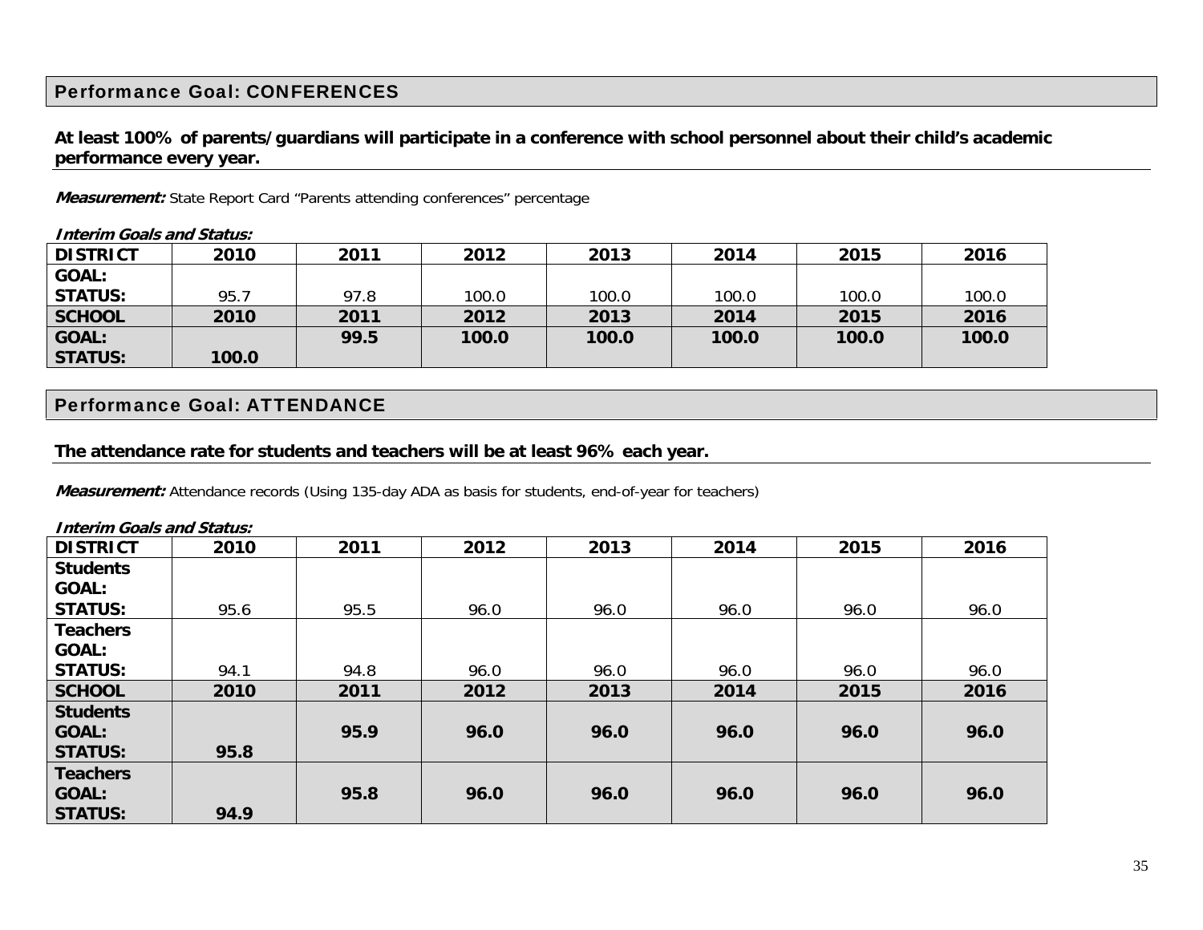## Performance Goal: CONFERENCES

**At least 100% of parents/guardians will participate in a conference with school personnel about their child's academic performance every year.**

***Measurement:*** State Report Card "Parents attending conferences" percentage

***Interim Goals and Status:***

| DISTRICT | 2010 | 2011 | 2012 | 2013 | 2014 | 2015 | 2016 |
|---|---|---|---|---|---|---|---|
| GOAL: STATUS: | 95.7 | 97.8 | 100.0 | 100.0 | 100.0 | 100.0 | 100.0 |
| **SCHOOL** | **2010** | **2011** | **2012** | **2013** | **2014** | **2015** | **2016** |
| **GOAL: STATUS:** | **100.0** | **99.5** | **100.0** | **100.0** | **100.0** | **100.0** | **100.0** |

## Performance Goal: ATTENDANCE

**The attendance rate for students and teachers will be at least 96% each year.**

***Measurement:*** Attendance records (Using 135-day ADA as basis for students, end-of-year for teachers)

***Interim Goals and Status:***

| DISTRICT | 2010 | 2011 | 2012 | 2013 | 2014 | 2015 | 2016 |
|---|---|---|---|---|---|---|---|
| Students GOAL: STATUS: | 95.6 | 95.5 | 96.0 | 96.0 | 96.0 | 96.0 | 96.0 |
| Teachers GOAL: STATUS: | 94.1 | 94.8 | 96.0 | 96.0 | 96.0 | 96.0 | 96.0 |
| **SCHOOL** | **2010** | **2011** | **2012** | **2013** | **2014** | **2015** | **2016** |
| **Students GOAL: STATUS:** | **95.8** | **95.9** | **96.0** | **96.0** | **96.0** | **96.0** | **96.0** |
| **Teachers GOAL: STATUS:** | **94.9** | **95.8** | **96.0** | **96.0** | **96.0** | **96.0** | **96.0** |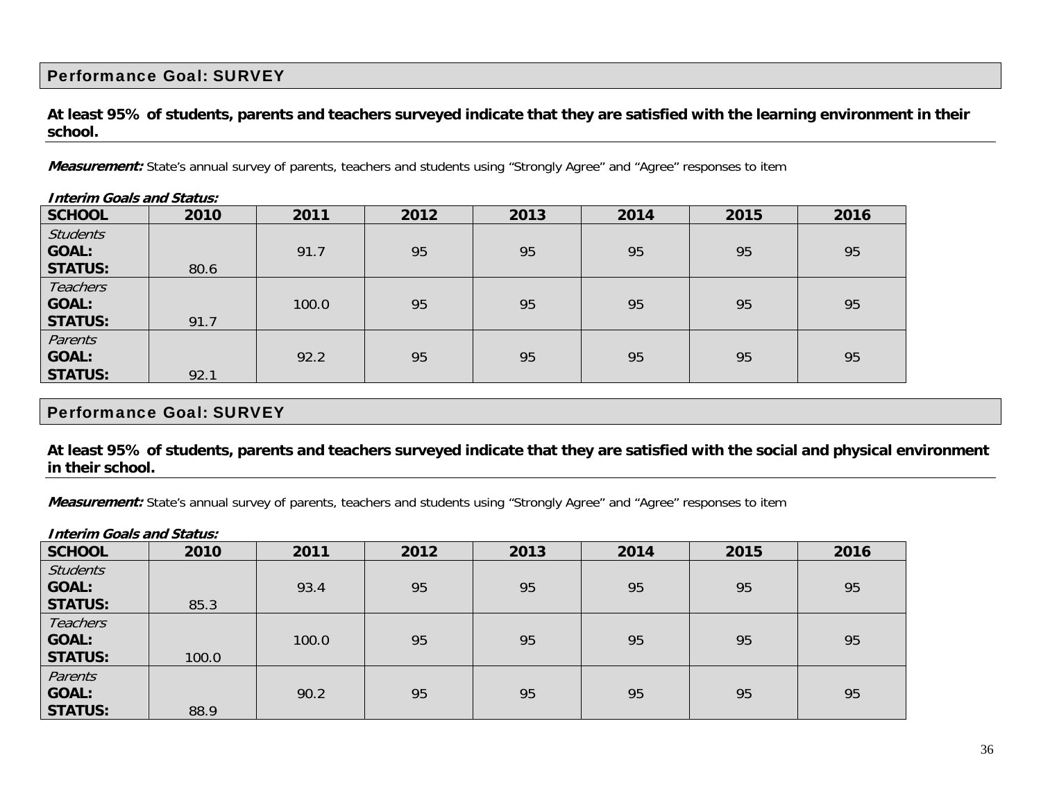## Performance Goal: SURVEY

**At least 95% of students, parents and teachers surveyed indicate that they are satisfied with the learning environment in their school.**

***Measurement:*** State's annual survey of parents, teachers and students using "Strongly Agree" and "Agree" responses to item

***Interim Goals and Status:***

| SCHOOL | 2010 | 2011 | 2012 | 2013 | 2014 | 2015 | 2016 |
|---|---|---|---|---|---|---|---|
| *Students* **GOAL:** **STATUS:** | 80.6 | 91.7 | 95 | 95 | 95 | 95 | 95 |
| *Teachers* **GOAL:** **STATUS:** | 91.7 | 100.0 | 95 | 95 | 95 | 95 | 95 |
| *Parents* **GOAL:** **STATUS:** | 92.1 | 92.2 | 95 | 95 | 95 | 95 | 95 |

## Performance Goal: SURVEY

**At least 95% of students, parents and teachers surveyed indicate that they are satisfied with the social and physical environment in their school.**

***Measurement:*** State's annual survey of parents, teachers and students using "Strongly Agree" and "Agree" responses to item

***Interim Goals and Status:***

| SCHOOL | 2010 | 2011 | 2012 | 2013 | 2014 | 2015 | 2016 |
|---|---|---|---|---|---|---|---|
| *Students* **GOAL:** **STATUS:** | 85.3 | 93.4 | 95 | 95 | 95 | 95 | 95 |
| *Teachers* **GOAL:** **STATUS:** | 100.0 | 100.0 | 95 | 95 | 95 | 95 | 95 |
| *Parents* **GOAL:** **STATUS:** | 88.9 | 90.2 | 95 | 95 | 95 | 95 | 95 |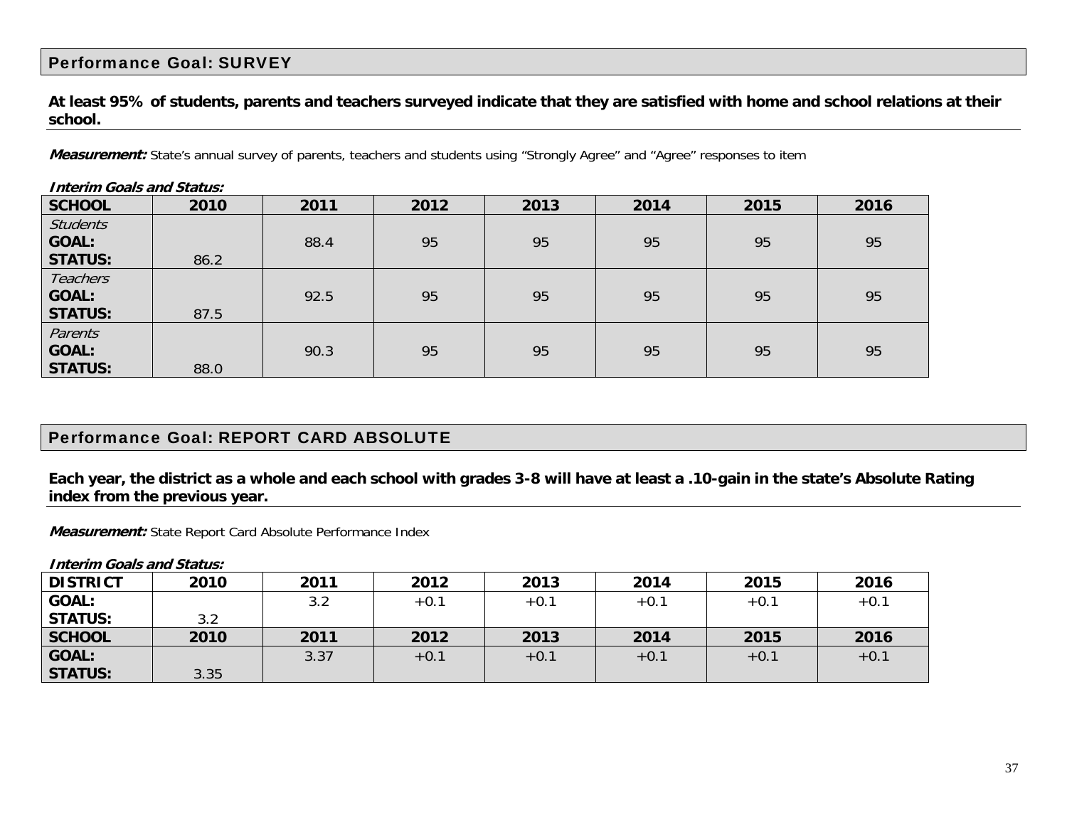## Performance Goal: SURVEY

**At least 95% of students, parents and teachers surveyed indicate that they are satisfied with home and school relations at their school.**

***Measurement:*** State's annual survey of parents, teachers and students using "Strongly Agree" and "Agree" responses to item

***Interim Goals and Status:***

| SCHOOL | 2010 | 2011 | 2012 | 2013 | 2014 | 2015 | 2016 |
|---|---|---|---|---|---|---|---|
| *Students* | | | | | | | |
| **GOAL:** | | 88.4 | 95 | 95 | 95 | 95 | 95 |
| **STATUS:** | 86.2 | | | | | | |
| *Teachers* | | | | | | | |
| **GOAL:** | | 92.5 | 95 | 95 | 95 | 95 | 95 |
| **STATUS:** | 87.5 | | | | | | |
| *Parents* | | | | | | | |
| **GOAL:** | | 90.3 | 95 | 95 | 95 | 95 | 95 |
| **STATUS:** | 88.0 | | | | | | |

## Performance Goal: REPORT CARD ABSOLUTE

**Each year, the district as a whole and each school with grades 3-8 will have at least a .10-gain in the state's Absolute Rating index from the previous year.**

***Measurement:*** State Report Card Absolute Performance Index

***Interim Goals and Status:***

| DISTRICT | 2010 | 2011 | 2012 | 2013 | 2014 | 2015 | 2016 |
|---|---|---|---|---|---|---|---|
| **GOAL:** | | 3.2 | +0.1 | +0.1 | +0.1 | +0.1 | +0.1 |
| **STATUS:** | 3.2 | | | | | | |
| **SCHOOL** | **2010** | **2011** | **2012** | **2013** | **2014** | **2015** | **2016** |
| **GOAL:** | | 3.37 | +0.1 | +0.1 | +0.1 | +0.1 | +0.1 |
| **STATUS:** | 3.35 | | | | | | |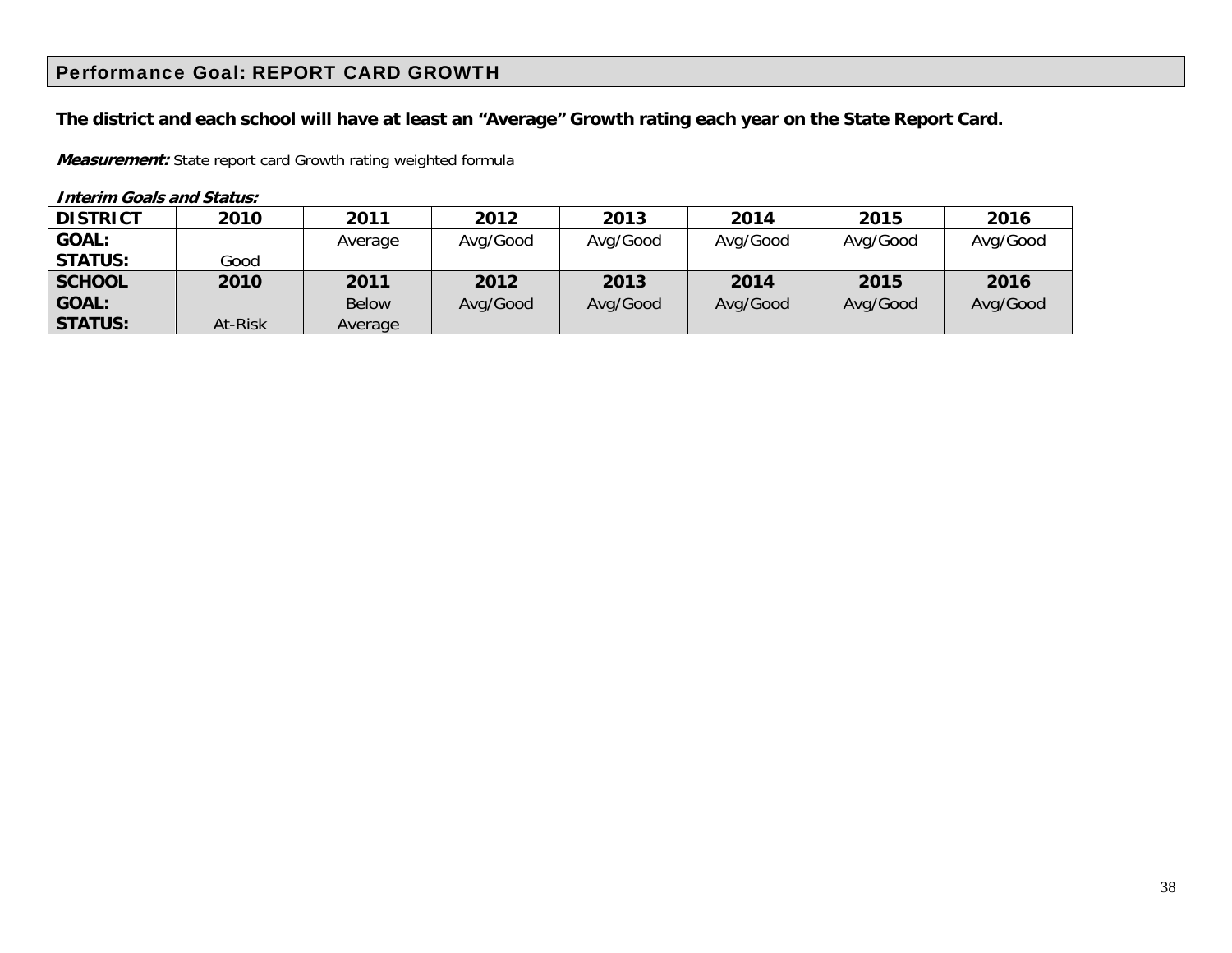## Performance Goal: REPORT CARD GROWTH

**The district and each school will have at least an "Average" Growth rating each year on the State Report Card.**

***Measurement:*** State report card Growth rating weighted formula

***Interim Goals and Status:***

| DISTRICT | 2010 | 2011 | 2012 | 2013 | 2014 | 2015 | 2016 |
|---|---|---|---|---|---|---|---|
| **GOAL:** | | Average | Avg/Good | Avg/Good | Avg/Good | Avg/Good | Avg/Good |
| **STATUS:** | Good | | | | | | |
| **SCHOOL** | **2010** | **2011** | **2012** | **2013** | **2014** | **2015** | **2016** |
| **GOAL:** | | Below Average | Avg/Good | Avg/Good | Avg/Good | Avg/Good | Avg/Good |
| **STATUS:** | At-Risk | | | | | | |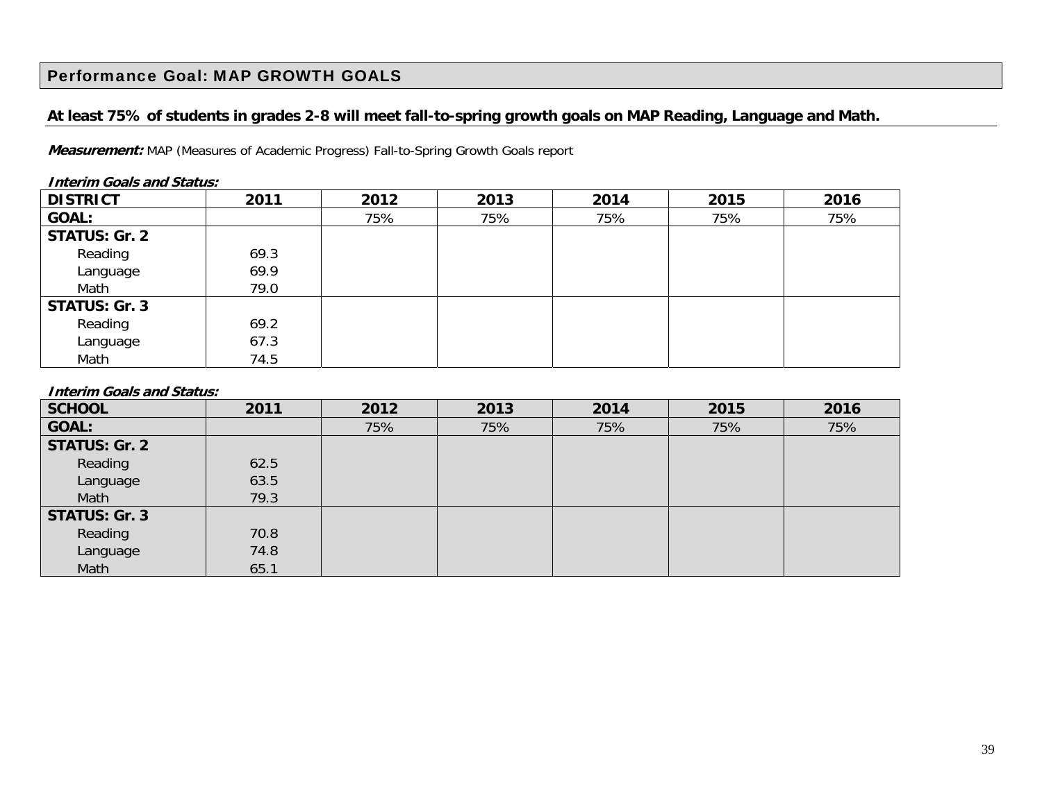## Performance Goal: MAP GROWTH GOALS

**At least 75% of students in grades 2-8 will meet fall-to-spring growth goals on MAP Reading, Language and Math.**

***Measurement:*** MAP (Measures of Academic Progress) Fall-to-Spring Growth Goals report

***Interim Goals and Status:***

| DISTRICT | 2011 | 2012 | 2013 | 2014 | 2015 | 2016 |
|---|---|---|---|---|---|---|
| **GOAL:** | | 75% | 75% | 75% | 75% | 75% |
| **STATUS: Gr. 2** | | | | | | |
| Reading | 69.3 | | | | | |
| Language | 69.9 | | | | | |
| Math | 79.0 | | | | | |
| **STATUS: Gr. 3** | | | | | | |
| Reading | 69.2 | | | | | |
| Language | 67.3 | | | | | |
| Math | 74.5 | | | | | |

***Interim Goals and Status:***

| SCHOOL | 2011 | 2012 | 2013 | 2014 | 2015 | 2016 |
|---|---|---|---|---|---|---|
| **GOAL:** | | 75% | 75% | 75% | 75% | 75% |
| **STATUS: Gr. 2** | | | | | | |
| Reading | 62.5 | | | | | |
| Language | 63.5 | | | | | |
| Math | 79.3 | | | | | |
| **STATUS: Gr. 3** | | | | | | |
| Reading | 70.8 | | | | | |
| Language | 74.8 | | | | | |
| Math | 65.1 | | | | | |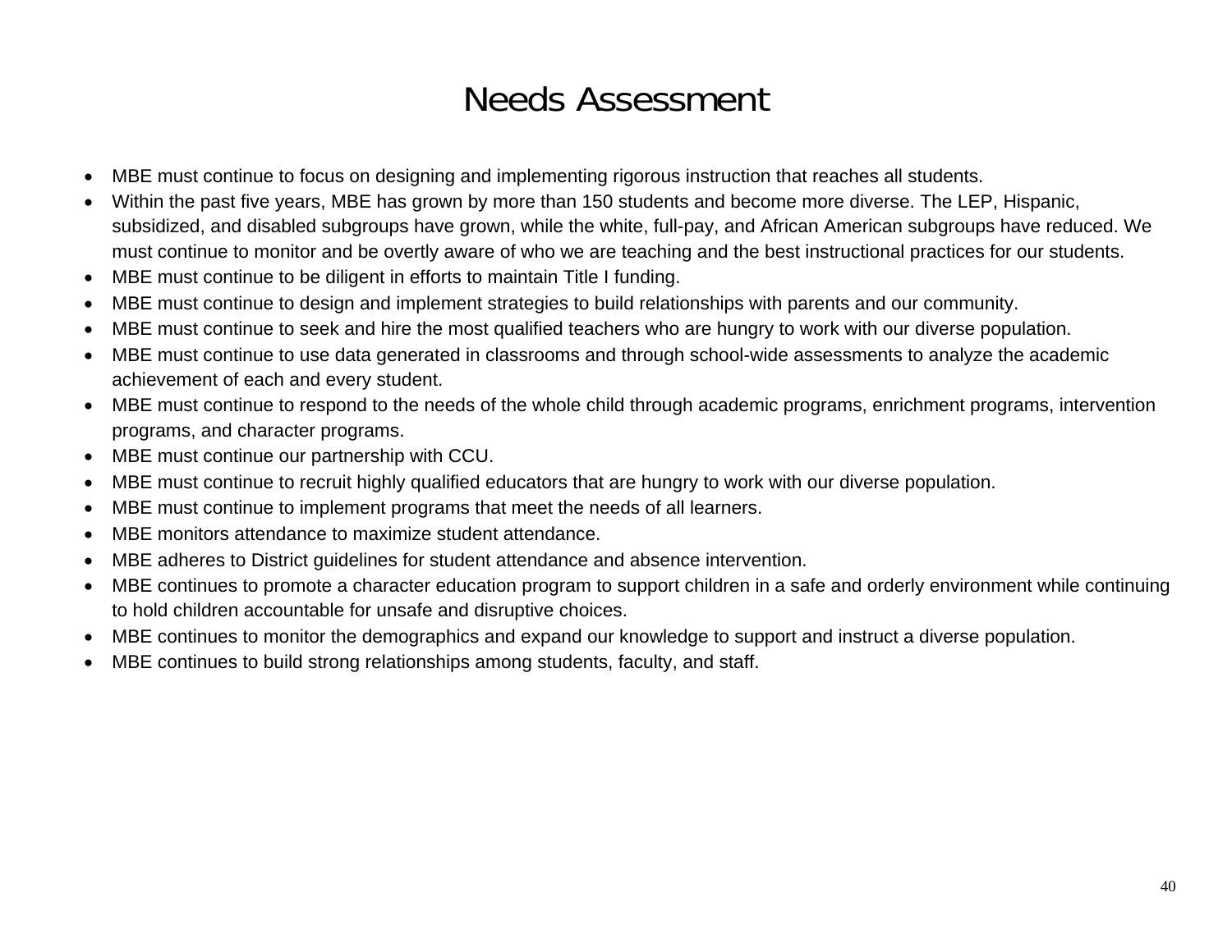# Needs Assessment

- MBE must continue to focus on designing and implementing rigorous instruction that reaches all students.
- Within the past five years, MBE has grown by more than 150 students and become more diverse. The LEP, Hispanic, subsidized, and disabled subgroups have grown, while the white, full-pay, and African American subgroups have reduced. We must continue to monitor and be overtly aware of who we are teaching and the best instructional practices for our students.
- MBE must continue to be diligent in efforts to maintain Title I funding.
- MBE must continue to design and implement strategies to build relationships with parents and our community.
- MBE must continue to seek and hire the most qualified teachers who are hungry to work with our diverse population.
- MBE must continue to use data generated in classrooms and through school-wide assessments to analyze the academic achievement of each and every student.
- MBE must continue to respond to the needs of the whole child through academic programs, enrichment programs, intervention programs, and character programs.
- MBE must continue our partnership with CCU.
- MBE must continue to recruit highly qualified educators that are hungry to work with our diverse population.
- MBE must continue to implement programs that meet the needs of all learners.
- MBE monitors attendance to maximize student attendance.
- MBE adheres to District guidelines for student attendance and absence intervention.
- MBE continues to promote a character education program to support children in a safe and orderly environment while continuing to hold children accountable for unsafe and disruptive choices.
- MBE continues to monitor the demographics and expand our knowledge to support and instruct a diverse population.
- MBE continues to build strong relationships among students, faculty, and staff.